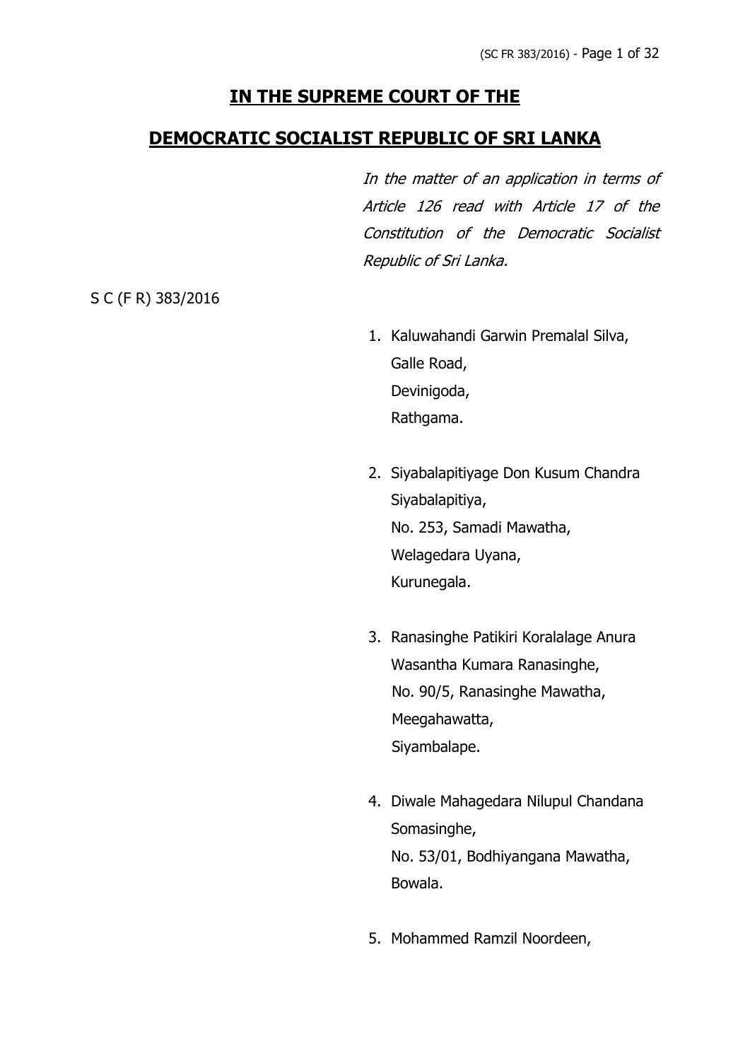# IN THE SUPREME COURT OF THE

# DEMOCRATIC SOCIALIST REPUBLIC OF SRI LANKA

*In the matter of an application in terms of Article 126 read with Article 17 of the Constitution of the Democratic Socialist Republic of Sri Lanka.*

S C (F R) 383/2016

1. Kaluwahandi Garwin Premalal Silva,
   Galle Road,
   Devinigoda,
   Rathgama.

2. Siyabalapitiyage Don Kusum Chandra Siyabalapitiya,
   No. 253, Samadi Mawatha,
   Welagedara Uyana,
   Kurunegala.

3. Ranasinghe Patikiri Koralalage Anura Wasantha Kumara Ranasinghe,
   No. 90/5, Ranasinghe Mawatha,
   Meegahawatta,
   Siyambalape.

4. Diwale Mahagedara Nilupul Chandana Somasinghe,
   No. 53/01, Bodhiyangana Mawatha,
   Bowala.

5. Mohammed Ramzil Noordeen,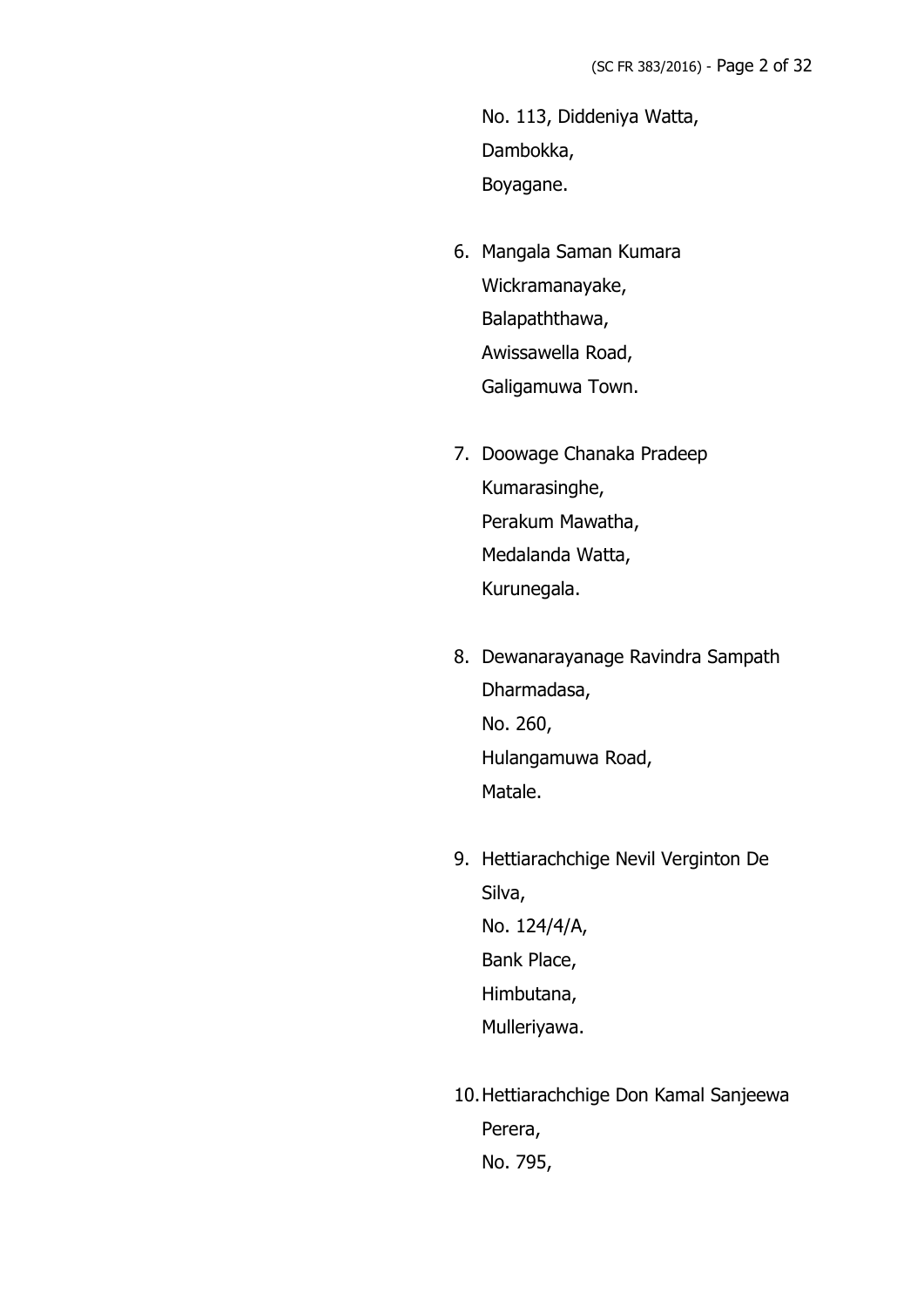No. 113, Diddeniya Watta,
Dambokka,
Boyagane.

6. Mangala Saman Kumara
   Wickramanayake,
   Balapaththawa,
   Awissawella Road,
   Galigamuwa Town.

7. Doowage Chanaka Pradeep
   Kumarasinghe,
   Perakum Mawatha,
   Medalanda Watta,
   Kurunegala.

8. Dewanarayanage Ravindra Sampath
   Dharmadasa,
   No. 260,
   Hulangamuwa Road,
   Matale.

9. Hettiarachchige Nevil Verginton De
   Silva,
   No. 124/4/A,
   Bank Place,
   Himbutana,
   Mulleriyawa.

10. Hettiarachchige Don Kamal Sanjeewa
    Perera,
    No. 795,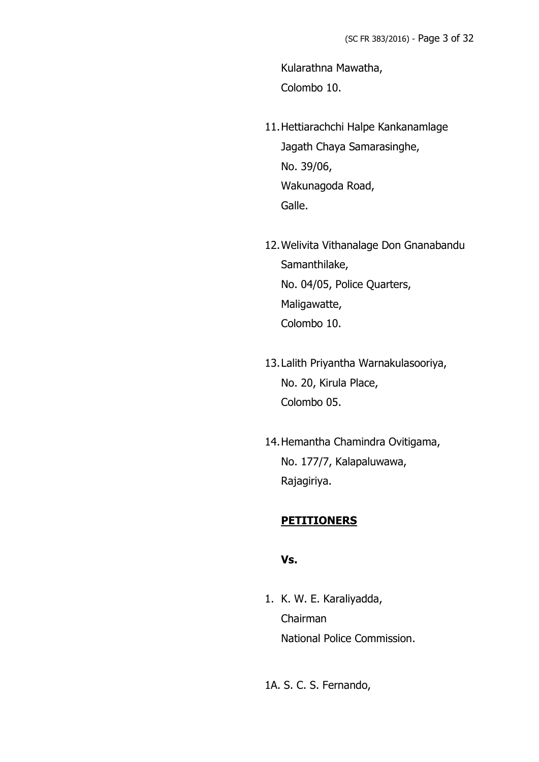Kularathna Mawatha,
Colombo 10.

11. Hettiarachchi Halpe Kankanamlage
    Jagath Chaya Samarasinghe,
    No. 39/06,
    Wakunagoda Road,
    Galle.

12. Welivita Vithanalage Don Gnanabandu
    Samanthilake,
    No. 04/05, Police Quarters,
    Maligawatte,
    Colombo 10.

13. Lalith Priyantha Warnakulasooriya,
    No. 20, Kirula Place,
    Colombo 05.

14. Hemantha Chamindra Ovitigama,
    No. 177/7, Kalapaluwawa,
    Rajagiriya.

**<u>PETITIONERS</u>**

**Vs.**

1. K. W. E. Karaliyadda,
   Chairman
   National Police Commission.

1A. S. C. S. Fernando,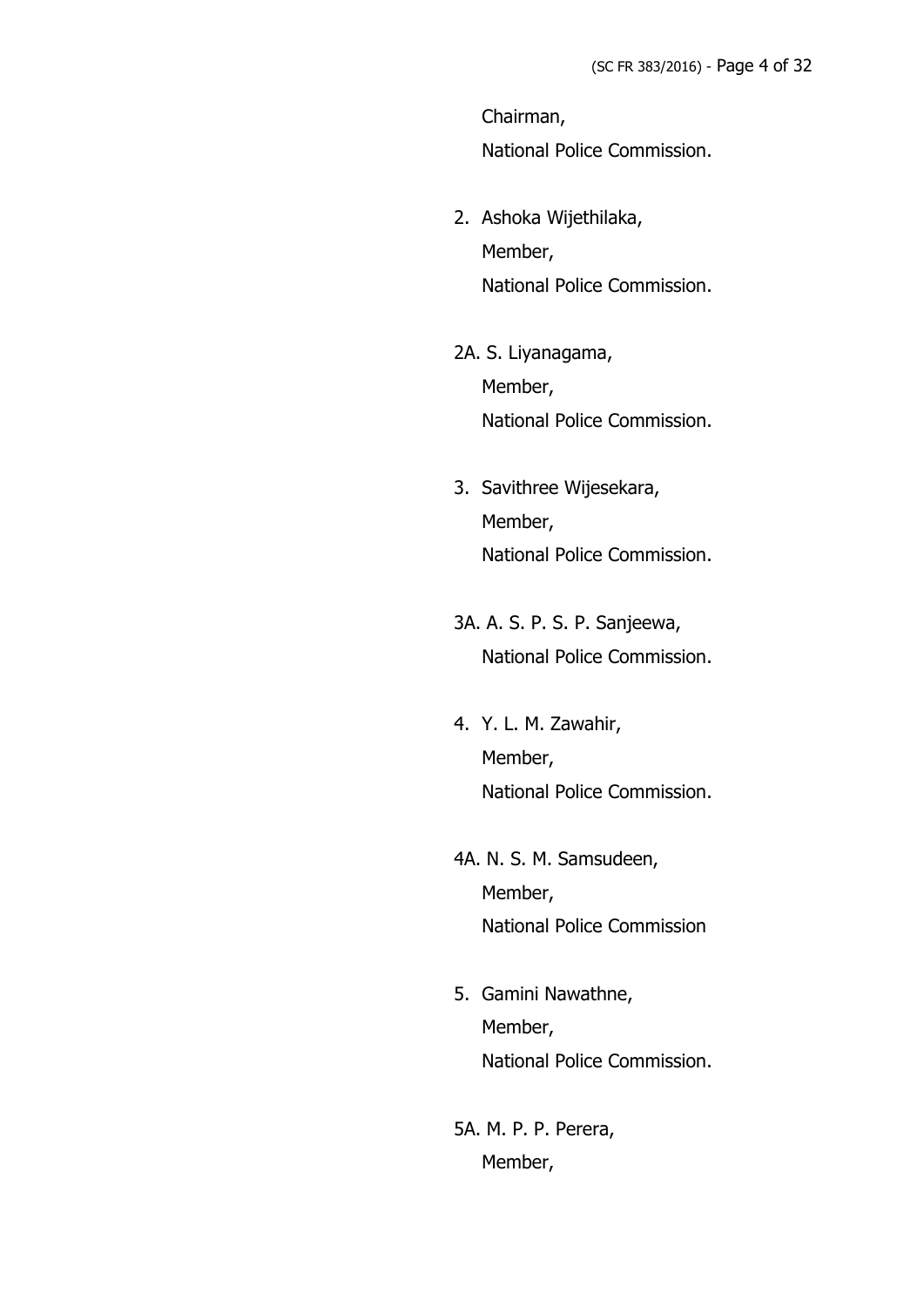Chairman,
National Police Commission.

2. Ashoka Wijethilaka,
   Member,
   National Police Commission.

2A. S. Liyanagama,
   Member,
   National Police Commission.

3. Savithree Wijesekara,
   Member,
   National Police Commission.

3A. A. S. P. S. P. Sanjeewa,
   National Police Commission.

4. Y. L. M. Zawahir,
   Member,
   National Police Commission.

4A. N. S. M. Samsudeen,
   Member,
   National Police Commission

5. Gamini Nawathne,
   Member,
   National Police Commission.

5A. M. P. P. Perera,
   Member,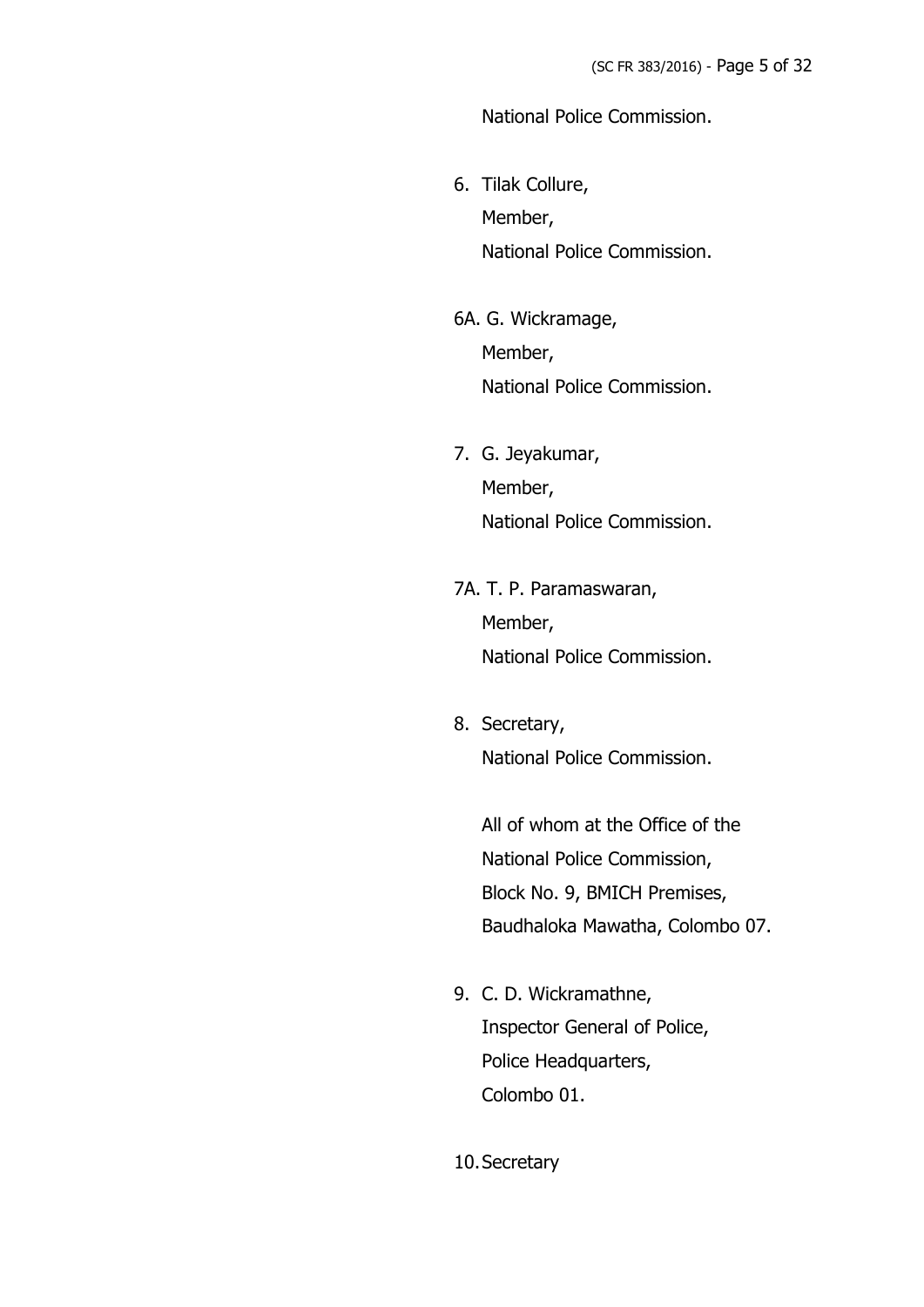National Police Commission.

6. Tilak Collure,  
   Member,  
   National Police Commission.

6A. G. Wickramage,  
   Member,  
   National Police Commission.

7. G. Jeyakumar,  
   Member,  
   National Police Commission.

7A. T. P. Paramaswaran,  
   Member,  
   National Police Commission.

8. Secretary,  
   National Police Commission.

   All of whom at the Office of the  
   National Police Commission,  
   Block No. 9, BMICH Premises,  
   Baudhaloka Mawatha, Colombo 07.

9. C. D. Wickramathne,  
   Inspector General of Police,  
   Police Headquarters,  
   Colombo 01.

10. Secretary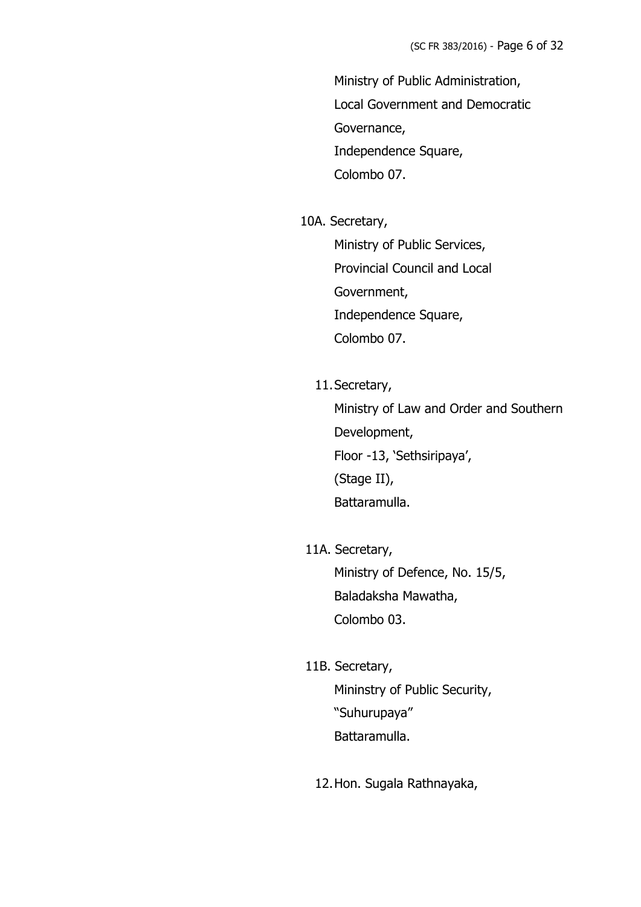Ministry of Public Administration,
Local Government and Democratic
Governance,
Independence Square,
Colombo 07.

10A. Secretary,
Ministry of Public Services,
Provincial Council and Local
Government,
Independence Square,
Colombo 07.

11. Secretary,
Ministry of Law and Order and Southern
Development,
Floor -13, 'Sethsiripaya',
(Stage II),
Battaramulla.

11A. Secretary,
Ministry of Defence, No. 15/5,
Baladaksha Mawatha,
Colombo 03.

11B. Secretary,
Mininstry of Public Security,
"Suhurupaya"
Battaramulla.

12. Hon. Sugala Rathnayaka,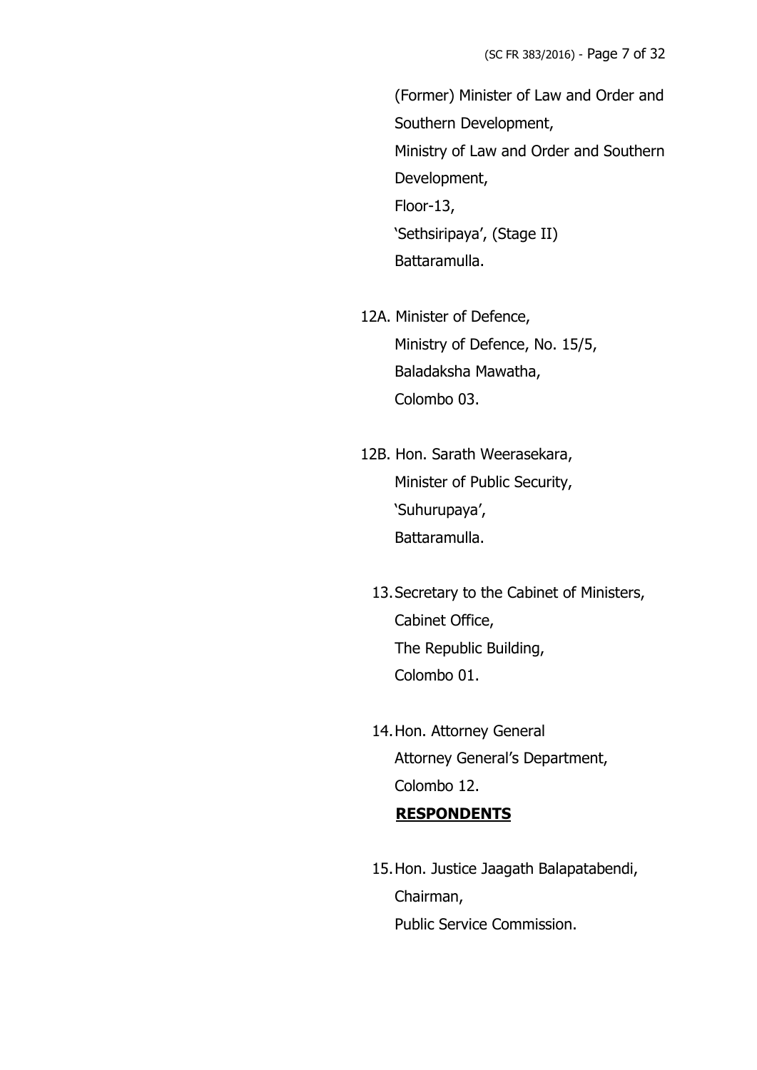(Former) Minister of Law and Order and Southern Development,
Ministry of Law and Order and Southern Development,
Floor-13,
'Sethsiripaya', (Stage II)
Battaramulla.

12A. Minister of Defence,
Ministry of Defence, No. 15/5,
Baladaksha Mawatha,
Colombo 03.

12B. Hon. Sarath Weerasekara,
Minister of Public Security,
'Suhurupaya',
Battaramulla.

13. Secretary to the Cabinet of Ministers,
Cabinet Office,
The Republic Building,
Colombo 01.

14. Hon. Attorney General
Attorney General's Department,
Colombo 12.

**RESPONDENTS**

15. Hon. Justice Jaagath Balapatabendi,
Chairman,
Public Service Commission.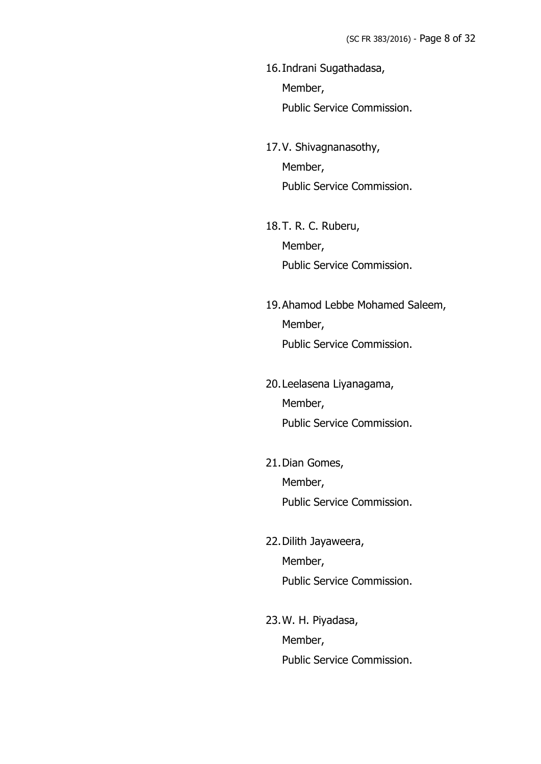16. Indrani Sugathadasa,
    Member,
    Public Service Commission.

17. V. Shivagnanasothy,
    Member,
    Public Service Commission.

18. T. R. C. Ruberu,
    Member,
    Public Service Commission.

19. Ahamod Lebbe Mohamed Saleem,
    Member,
    Public Service Commission.

20. Leelasena Liyanagama,
    Member,
    Public Service Commission.

21. Dian Gomes,
    Member,
    Public Service Commission.

22. Dilith Jayaweera,
    Member,
    Public Service Commission.

23. W. H. Piyadasa,
    Member,
    Public Service Commission.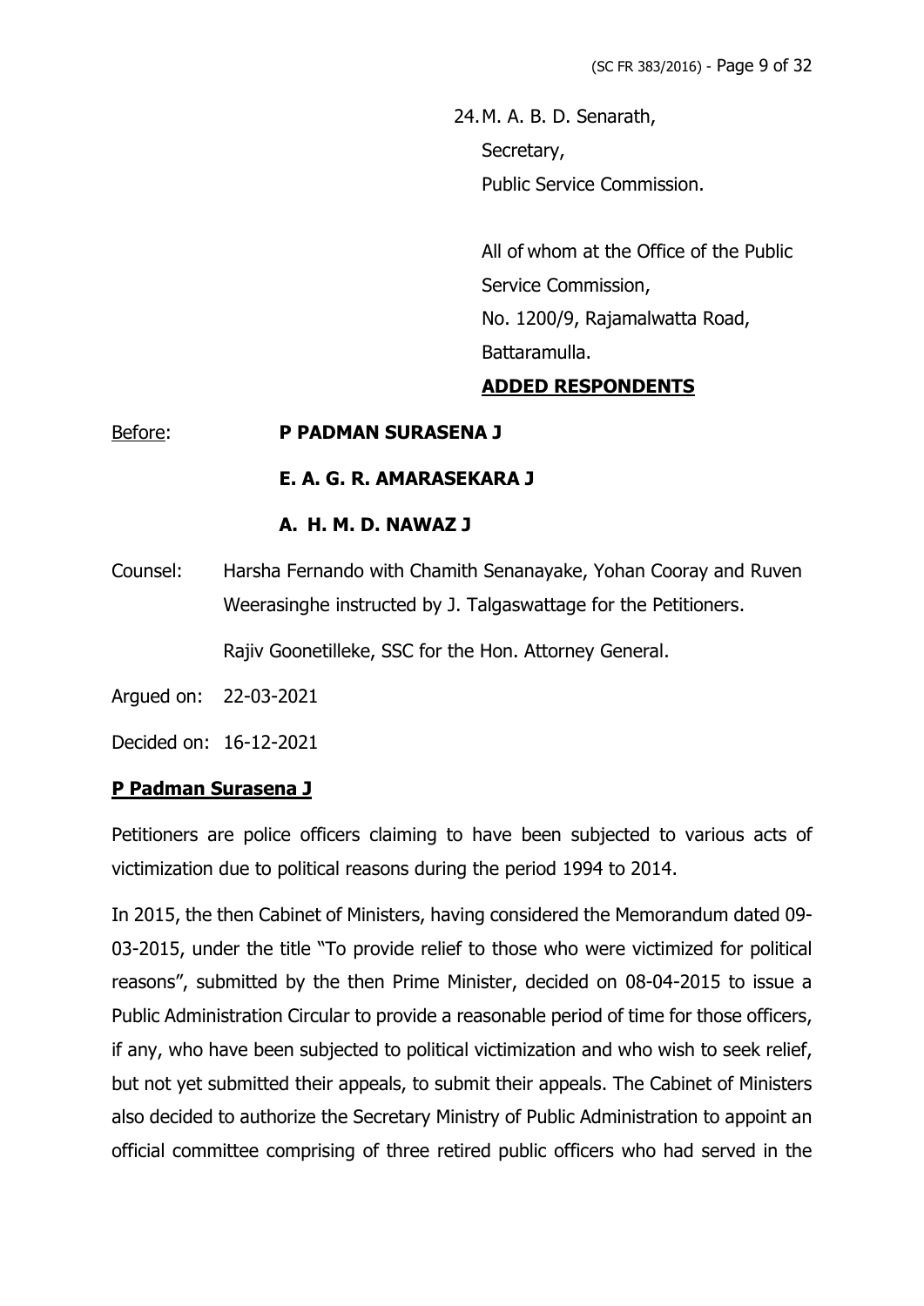24. M. A. B. D. Senarath,
Secretary,
Public Service Commission.

All of whom at the Office of the Public Service Commission,
No. 1200/9, Rajamalwatta Road,
Battaramulla.

**ADDED RESPONDENTS**

Before: **P PADMAN SURASENA J**

**E. A. G. R. AMARASEKARA J**

**A. H. M. D. NAWAZ J**

Counsel: Harsha Fernando with Chamith Senanayake, Yohan Cooray and Ruven Weerasinghe instructed by J. Talgaswattage for the Petitioners.

Rajiv Goonetilleke, SSC for the Hon. Attorney General.

Argued on: 22-03-2021

Decided on: 16-12-2021

**P Padman Surasena J**

Petitioners are police officers claiming to have been subjected to various acts of victimization due to political reasons during the period 1994 to 2014.

In 2015, the then Cabinet of Ministers, having considered the Memorandum dated 09-03-2015, under the title "To provide relief to those who were victimized for political reasons", submitted by the then Prime Minister, decided on 08-04-2015 to issue a Public Administration Circular to provide a reasonable period of time for those officers, if any, who have been subjected to political victimization and who wish to seek relief, but not yet submitted their appeals, to submit their appeals. The Cabinet of Ministers also decided to authorize the Secretary Ministry of Public Administration to appoint an official committee comprising of three retired public officers who had served in the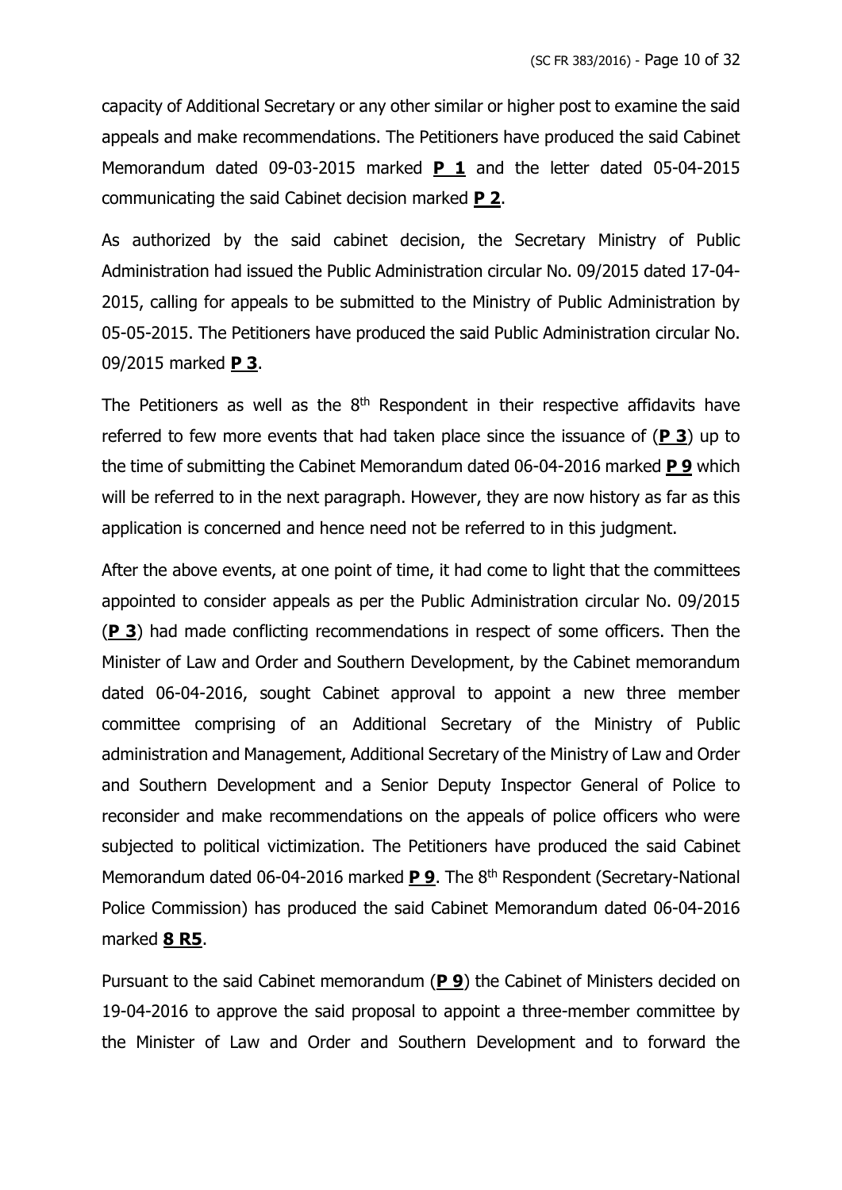capacity of Additional Secretary or any other similar or higher post to examine the said appeals and make recommendations. The Petitioners have produced the said Cabinet Memorandum dated 09-03-2015 marked **P 1** and the letter dated 05-04-2015 communicating the said Cabinet decision marked **P 2**.

As authorized by the said cabinet decision, the Secretary Ministry of Public Administration had issued the Public Administration circular No. 09/2015 dated 17-04-2015, calling for appeals to be submitted to the Ministry of Public Administration by 05-05-2015. The Petitioners have produced the said Public Administration circular No. 09/2015 marked **P 3**.

The Petitioners as well as the 8th Respondent in their respective affidavits have referred to few more events that had taken place since the issuance of (**P 3**) up to the time of submitting the Cabinet Memorandum dated 06-04-2016 marked **P 9** which will be referred to in the next paragraph. However, they are now history as far as this application is concerned and hence need not be referred to in this judgment.

After the above events, at one point of time, it had come to light that the committees appointed to consider appeals as per the Public Administration circular No. 09/2015 (**P 3**) had made conflicting recommendations in respect of some officers. Then the Minister of Law and Order and Southern Development, by the Cabinet memorandum dated 06-04-2016, sought Cabinet approval to appoint a new three member committee comprising of an Additional Secretary of the Ministry of Public administration and Management, Additional Secretary of the Ministry of Law and Order and Southern Development and a Senior Deputy Inspector General of Police to reconsider and make recommendations on the appeals of police officers who were subjected to political victimization. The Petitioners have produced the said Cabinet Memorandum dated 06-04-2016 marked **P 9**. The 8th Respondent (Secretary-National Police Commission) has produced the said Cabinet Memorandum dated 06-04-2016 marked **8 R5**.

Pursuant to the said Cabinet memorandum (**P 9**) the Cabinet of Ministers decided on 19-04-2016 to approve the said proposal to appoint a three-member committee by the Minister of Law and Order and Southern Development and to forward the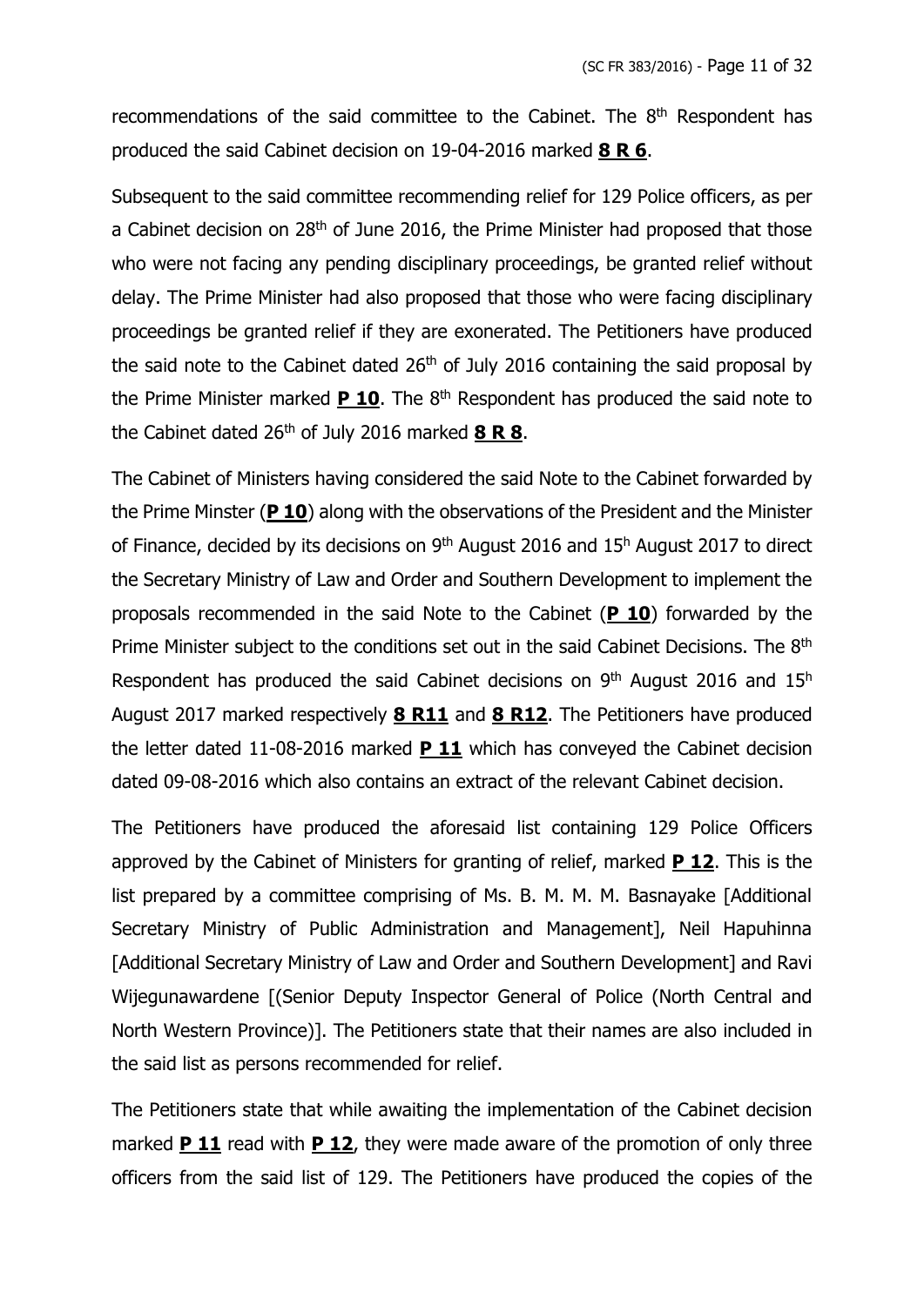recommendations of the said committee to the Cabinet. The 8th Respondent has produced the said Cabinet decision on 19-04-2016 marked **8 R 6**.

Subsequent to the said committee recommending relief for 129 Police officers, as per a Cabinet decision on 28th of June 2016, the Prime Minister had proposed that those who were not facing any pending disciplinary proceedings, be granted relief without delay. The Prime Minister had also proposed that those who were facing disciplinary proceedings be granted relief if they are exonerated. The Petitioners have produced the said note to the Cabinet dated 26th of July 2016 containing the said proposal by the Prime Minister marked **P 10**. The 8th Respondent has produced the said note to the Cabinet dated 26th of July 2016 marked **8 R 8**.

The Cabinet of Ministers having considered the said Note to the Cabinet forwarded by the Prime Minster (**P 10**) along with the observations of the President and the Minister of Finance, decided by its decisions on 9th August 2016 and 15h August 2017 to direct the Secretary Ministry of Law and Order and Southern Development to implement the proposals recommended in the said Note to the Cabinet (**P 10**) forwarded by the Prime Minister subject to the conditions set out in the said Cabinet Decisions. The 8th Respondent has produced the said Cabinet decisions on 9th August 2016 and 15h August 2017 marked respectively **8 R11** and **8 R12**. The Petitioners have produced the letter dated 11-08-2016 marked **P 11** which has conveyed the Cabinet decision dated 09-08-2016 which also contains an extract of the relevant Cabinet decision.

The Petitioners have produced the aforesaid list containing 129 Police Officers approved by the Cabinet of Ministers for granting of relief, marked **P 12**. This is the list prepared by a committee comprising of Ms. B. M. M. M. Basnayake [Additional Secretary Ministry of Public Administration and Management], Neil Hapuhinna [Additional Secretary Ministry of Law and Order and Southern Development] and Ravi Wijegunawardene [(Senior Deputy Inspector General of Police (North Central and North Western Province)]. The Petitioners state that their names are also included in the said list as persons recommended for relief.

The Petitioners state that while awaiting the implementation of the Cabinet decision marked **P 11** read with **P 12**, they were made aware of the promotion of only three officers from the said list of 129. The Petitioners have produced the copies of the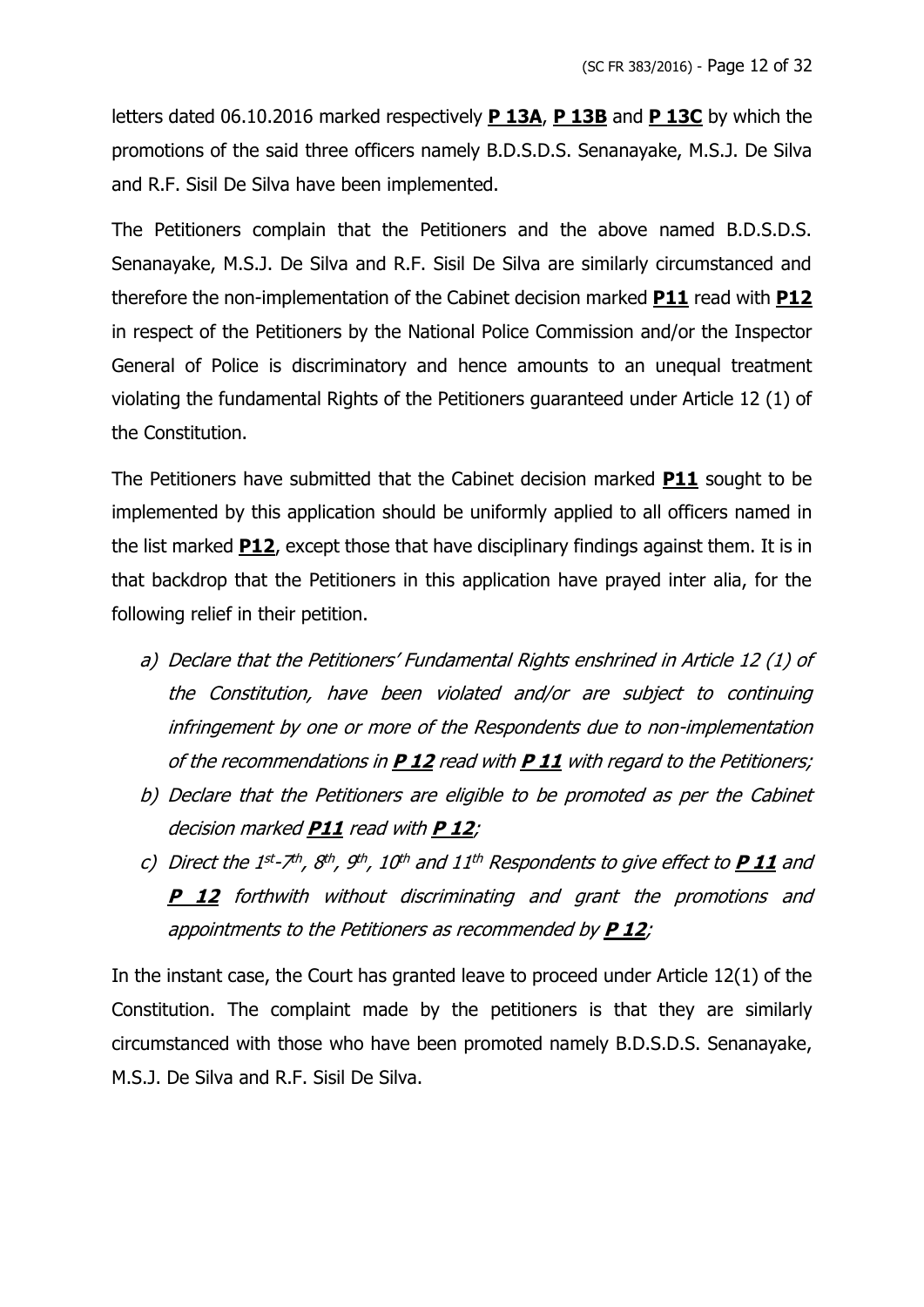letters dated 06.10.2016 marked respectively **P 13A**, **P 13B** and **P 13C** by which the promotions of the said three officers namely B.D.S.D.S. Senanayake, M.S.J. De Silva and R.F. Sisil De Silva have been implemented.

The Petitioners complain that the Petitioners and the above named B.D.S.D.S. Senanayake, M.S.J. De Silva and R.F. Sisil De Silva are similarly circumstanced and therefore the non-implementation of the Cabinet decision marked **P11** read with **P12** in respect of the Petitioners by the National Police Commission and/or the Inspector General of Police is discriminatory and hence amounts to an unequal treatment violating the fundamental Rights of the Petitioners guaranteed under Article 12 (1) of the Constitution.

The Petitioners have submitted that the Cabinet decision marked **P11** sought to be implemented by this application should be uniformly applied to all officers named in the list marked **P12**, except those that have disciplinary findings against them. It is in that backdrop that the Petitioners in this application have prayed inter alia, for the following relief in their petition.

a) *Declare that the Petitioners' Fundamental Rights enshrined in Article 12 (1) of the Constitution, have been violated and/or are subject to continuing infringement by one or more of the Respondents due to non-implementation of the recommendations in* ***P 12*** *read with* ***P 11*** *with regard to the Petitioners;*
b) *Declare that the Petitioners are eligible to be promoted as per the Cabinet decision marked* ***P11*** *read with* ***P 12****;*
c) *Direct the 1st-7th, 8th, 9th, 10th and 11th Respondents to give effect to* ***P 11*** *and* ***P 12*** *forthwith without discriminating and grant the promotions and appointments to the Petitioners as recommended by* ***P 12****;*

In the instant case, the Court has granted leave to proceed under Article 12(1) of the Constitution. The complaint made by the petitioners is that they are similarly circumstanced with those who have been promoted namely B.D.S.D.S. Senanayake, M.S.J. De Silva and R.F. Sisil De Silva.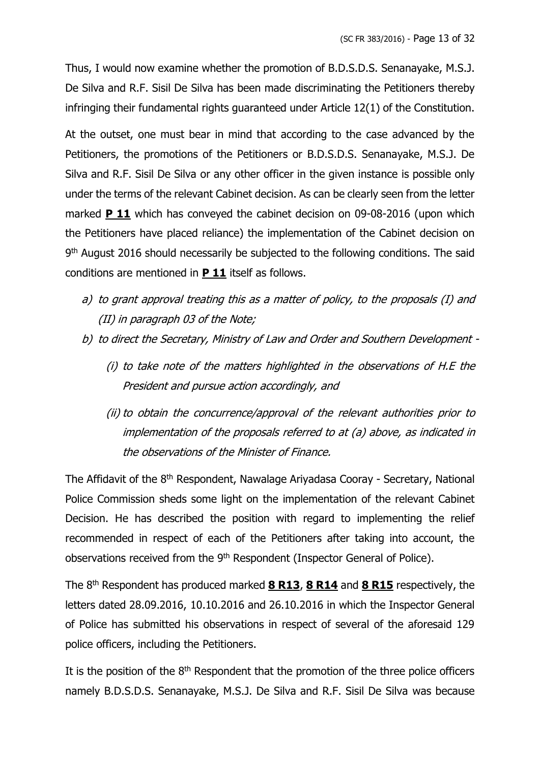Thus, I would now examine whether the promotion of B.D.S.D.S. Senanayake, M.S.J. De Silva and R.F. Sisil De Silva has been made discriminating the Petitioners thereby infringing their fundamental rights guaranteed under Article 12(1) of the Constitution.

At the outset, one must bear in mind that according to the case advanced by the Petitioners, the promotions of the Petitioners or B.D.S.D.S. Senanayake, M.S.J. De Silva and R.F. Sisil De Silva or any other officer in the given instance is possible only under the terms of the relevant Cabinet decision. As can be clearly seen from the letter marked **P 11** which has conveyed the cabinet decision on 09-08-2016 (upon which the Petitioners have placed reliance) the implementation of the Cabinet decision on 9th August 2016 should necessarily be subjected to the following conditions. The said conditions are mentioned in **P 11** itself as follows.

*a) to grant approval treating this as a matter of policy, to the proposals (I) and (II) in paragraph 03 of the Note;*

*b) to direct the Secretary, Ministry of Law and Order and Southern Development -*

*(i) to take note of the matters highlighted in the observations of H.E the President and pursue action accordingly, and*

*(ii) to obtain the concurrence/approval of the relevant authorities prior to implementation of the proposals referred to at (a) above, as indicated in the observations of the Minister of Finance.*

The Affidavit of the 8th Respondent, Nawalage Ariyadasa Cooray - Secretary, National Police Commission sheds some light on the implementation of the relevant Cabinet Decision. He has described the position with regard to implementing the relief recommended in respect of each of the Petitioners after taking into account, the observations received from the 9th Respondent (Inspector General of Police).

The 8th Respondent has produced marked **8 R13**, **8 R14** and **8 R15** respectively, the letters dated 28.09.2016, 10.10.2016 and 26.10.2016 in which the Inspector General of Police has submitted his observations in respect of several of the aforesaid 129 police officers, including the Petitioners.

It is the position of the 8th Respondent that the promotion of the three police officers namely B.D.S.D.S. Senanayake, M.S.J. De Silva and R.F. Sisil De Silva was because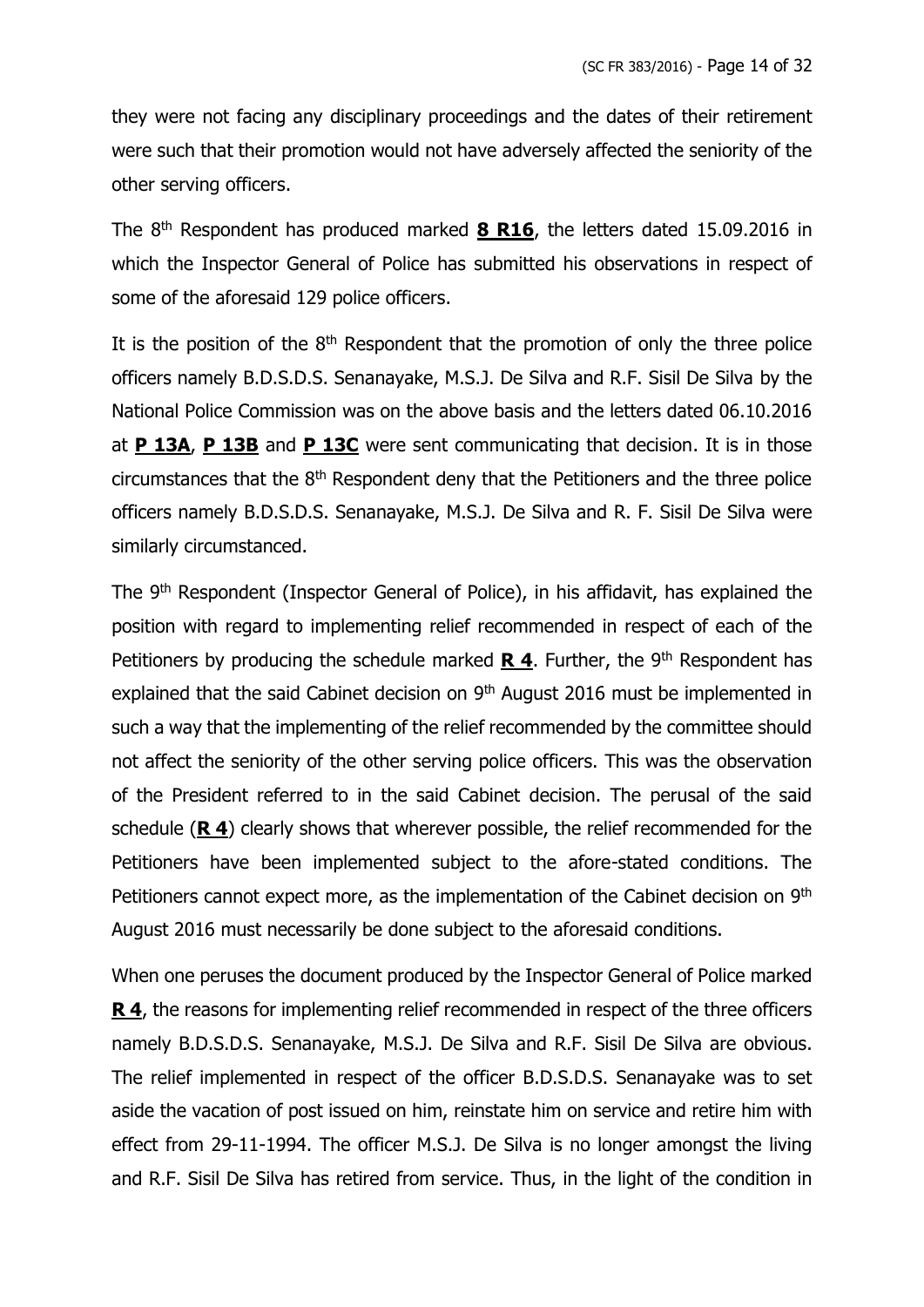they were not facing any disciplinary proceedings and the dates of their retirement were such that their promotion would not have adversely affected the seniority of the other serving officers.

The 8th Respondent has produced marked **8 R16**, the letters dated 15.09.2016 in which the Inspector General of Police has submitted his observations in respect of some of the aforesaid 129 police officers.

It is the position of the 8th Respondent that the promotion of only the three police officers namely B.D.S.D.S. Senanayake, M.S.J. De Silva and R.F. Sisil De Silva by the National Police Commission was on the above basis and the letters dated 06.10.2016 at **P 13A**, **P 13B** and **P 13C** were sent communicating that decision. It is in those circumstances that the 8th Respondent deny that the Petitioners and the three police officers namely B.D.S.D.S. Senanayake, M.S.J. De Silva and R. F. Sisil De Silva were similarly circumstanced.

The 9th Respondent (Inspector General of Police), in his affidavit, has explained the position with regard to implementing relief recommended in respect of each of the Petitioners by producing the schedule marked **R 4**. Further, the 9th Respondent has explained that the said Cabinet decision on 9th August 2016 must be implemented in such a way that the implementing of the relief recommended by the committee should not affect the seniority of the other serving police officers. This was the observation of the President referred to in the said Cabinet decision. The perusal of the said schedule (**R 4**) clearly shows that wherever possible, the relief recommended for the Petitioners have been implemented subject to the afore-stated conditions. The Petitioners cannot expect more, as the implementation of the Cabinet decision on 9th August 2016 must necessarily be done subject to the aforesaid conditions.

When one peruses the document produced by the Inspector General of Police marked **R 4**, the reasons for implementing relief recommended in respect of the three officers namely B.D.S.D.S. Senanayake, M.S.J. De Silva and R.F. Sisil De Silva are obvious. The relief implemented in respect of the officer B.D.S.D.S. Senanayake was to set aside the vacation of post issued on him, reinstate him on service and retire him with effect from 29-11-1994. The officer M.S.J. De Silva is no longer amongst the living and R.F. Sisil De Silva has retired from service. Thus, in the light of the condition in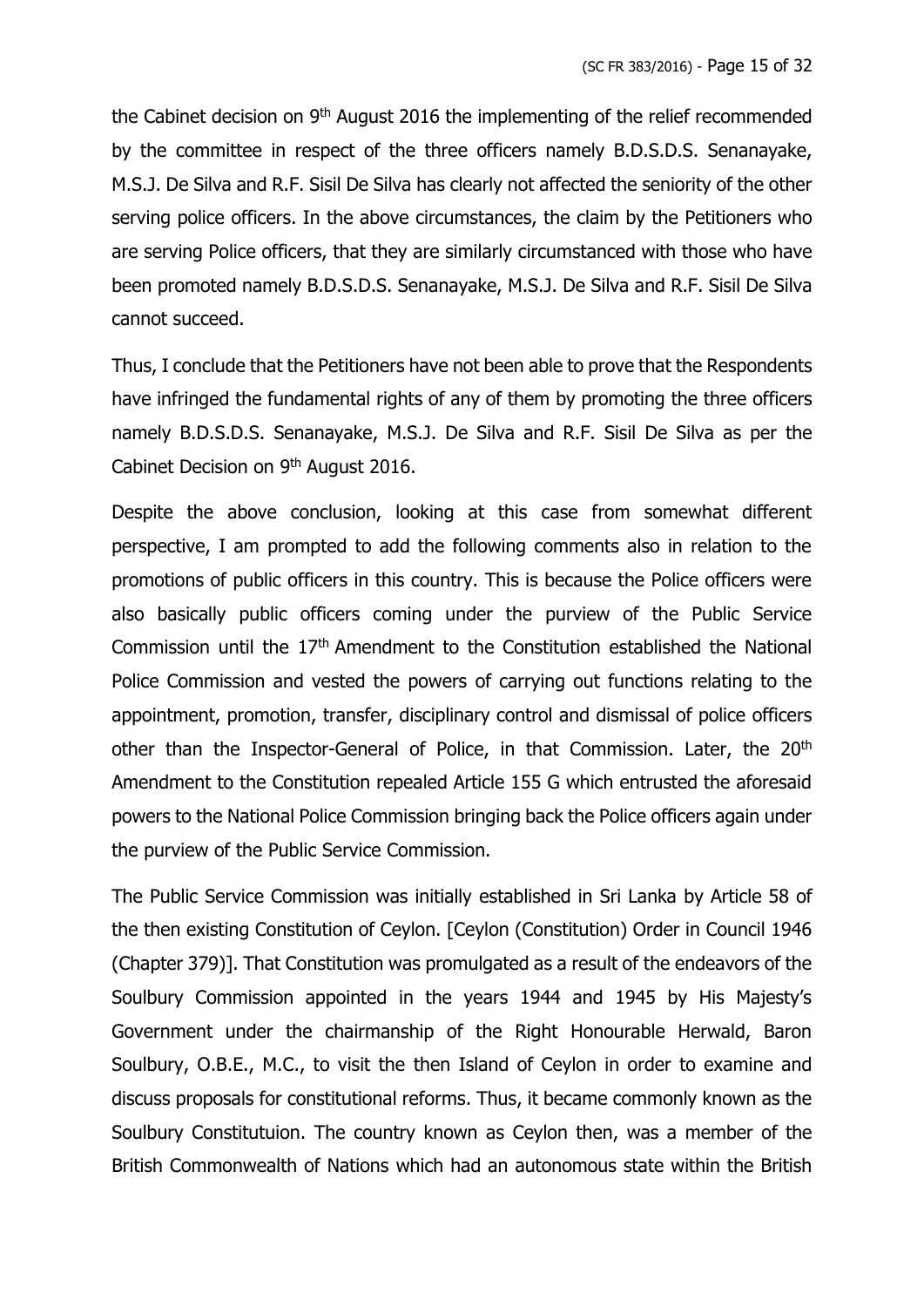the Cabinet decision on 9th August 2016 the implementing of the relief recommended by the committee in respect of the three officers namely B.D.S.D.S. Senanayake, M.S.J. De Silva and R.F. Sisil De Silva has clearly not affected the seniority of the other serving police officers. In the above circumstances, the claim by the Petitioners who are serving Police officers, that they are similarly circumstanced with those who have been promoted namely B.D.S.D.S. Senanayake, M.S.J. De Silva and R.F. Sisil De Silva cannot succeed.

Thus, I conclude that the Petitioners have not been able to prove that the Respondents have infringed the fundamental rights of any of them by promoting the three officers namely B.D.S.D.S. Senanayake, M.S.J. De Silva and R.F. Sisil De Silva as per the Cabinet Decision on 9th August 2016.

Despite the above conclusion, looking at this case from somewhat different perspective, I am prompted to add the following comments also in relation to the promotions of public officers in this country. This is because the Police officers were also basically public officers coming under the purview of the Public Service Commission until the 17th Amendment to the Constitution established the National Police Commission and vested the powers of carrying out functions relating to the appointment, promotion, transfer, disciplinary control and dismissal of police officers other than the Inspector-General of Police, in that Commission. Later, the 20th Amendment to the Constitution repealed Article 155 G which entrusted the aforesaid powers to the National Police Commission bringing back the Police officers again under the purview of the Public Service Commission.

The Public Service Commission was initially established in Sri Lanka by Article 58 of the then existing Constitution of Ceylon. [Ceylon (Constitution) Order in Council 1946 (Chapter 379)]. That Constitution was promulgated as a result of the endeavors of the Soulbury Commission appointed in the years 1944 and 1945 by His Majesty's Government under the chairmanship of the Right Honourable Herwald, Baron Soulbury, O.B.E., M.C., to visit the then Island of Ceylon in order to examine and discuss proposals for constitutional reforms. Thus, it became commonly known as the Soulbury Constitutuion. The country known as Ceylon then, was a member of the British Commonwealth of Nations which had an autonomous state within the British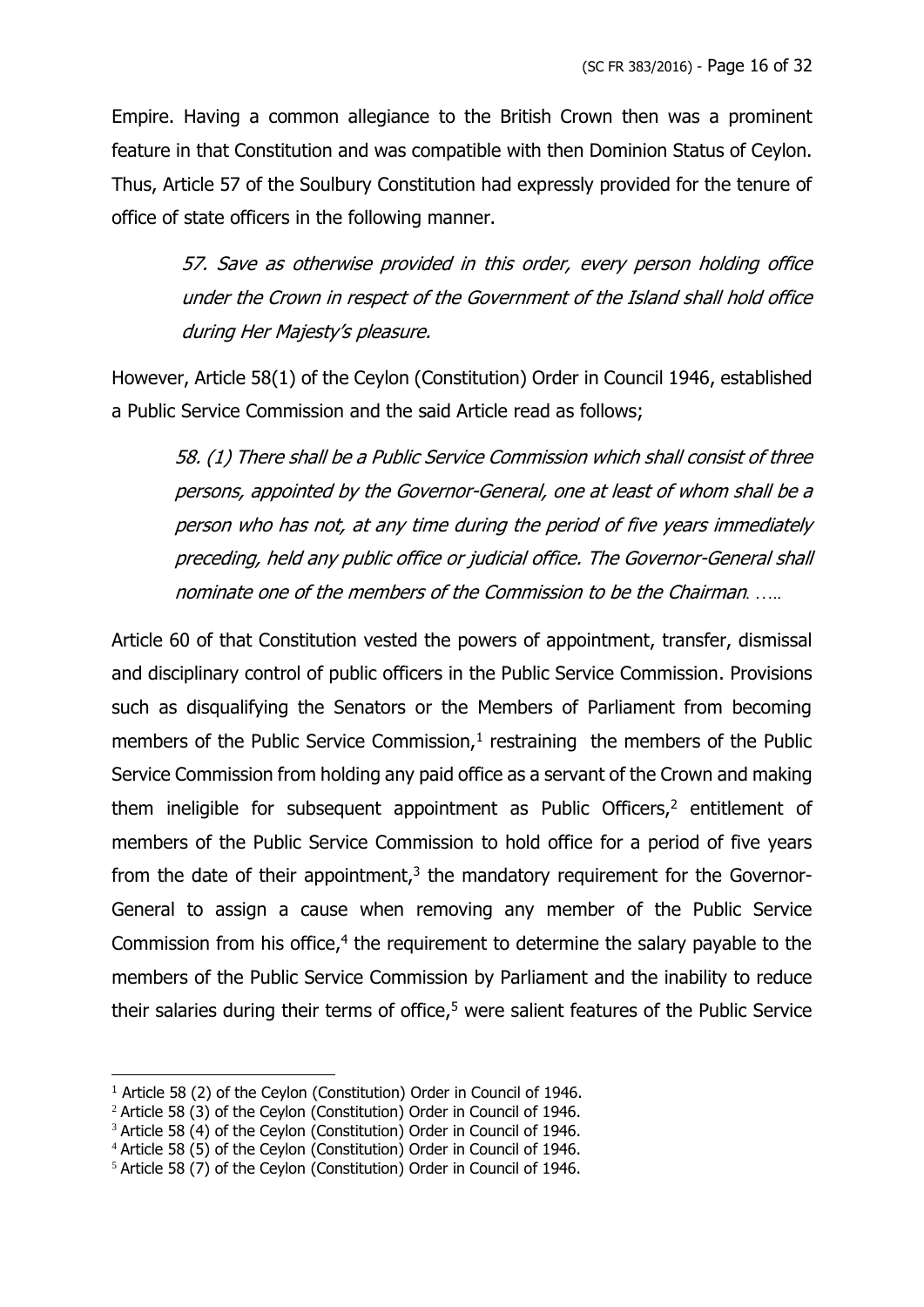Empire. Having a common allegiance to the British Crown then was a prominent feature in that Constitution and was compatible with then Dominion Status of Ceylon. Thus, Article 57 of the Soulbury Constitution had expressly provided for the tenure of office of state officers in the following manner.

> *57. Save as otherwise provided in this order, every person holding office under the Crown in respect of the Government of the Island shall hold office during Her Majesty's pleasure.*

However, Article 58(1) of the Ceylon (Constitution) Order in Council 1946, established a Public Service Commission and the said Article read as follows;

> *58. (1) There shall be a Public Service Commission which shall consist of three persons, appointed by the Governor-General, one at least of whom shall be a person who has not, at any time during the period of five years immediately preceding, held any public office or judicial office. The Governor-General shall nominate one of the members of the Commission to be the Chairman. .....*

Article 60 of that Constitution vested the powers of appointment, transfer, dismissal and disciplinary control of public officers in the Public Service Commission. Provisions such as disqualifying the Senators or the Members of Parliament from becoming members of the Public Service Commission,[1] restraining the members of the Public Service Commission from holding any paid office as a servant of the Crown and making them ineligible for subsequent appointment as Public Officers,[2] entitlement of members of the Public Service Commission to hold office for a period of five years from the date of their appointment,[3] the mandatory requirement for the Governor-General to assign a cause when removing any member of the Public Service Commission from his office,[4] the requirement to determine the salary payable to the members of the Public Service Commission by Parliament and the inability to reduce their salaries during their terms of office,[5] were salient features of the Public Service

---

[1] Article 58 (2) of the Ceylon (Constitution) Order in Council of 1946.

[2] Article 58 (3) of the Ceylon (Constitution) Order in Council of 1946.

[3] Article 58 (4) of the Ceylon (Constitution) Order in Council of 1946.

[4] Article 58 (5) of the Ceylon (Constitution) Order in Council of 1946.

[5] Article 58 (7) of the Ceylon (Constitution) Order in Council of 1946.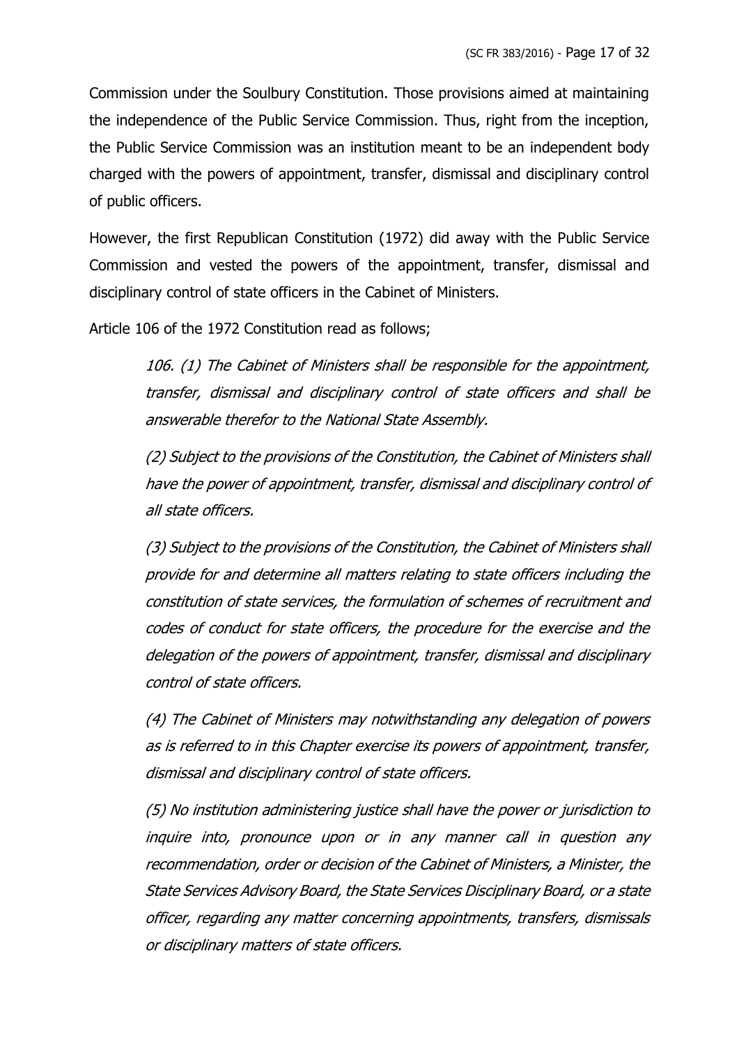Commission under the Soulbury Constitution. Those provisions aimed at maintaining the independence of the Public Service Commission. Thus, right from the inception, the Public Service Commission was an institution meant to be an independent body charged with the powers of appointment, transfer, dismissal and disciplinary control of public officers.

However, the first Republican Constitution (1972) did away with the Public Service Commission and vested the powers of the appointment, transfer, dismissal and disciplinary control of state officers in the Cabinet of Ministers.

Article 106 of the 1972 Constitution read as follows;

> *106. (1) The Cabinet of Ministers shall be responsible for the appointment, transfer, dismissal and disciplinary control of state officers and shall be answerable therefor to the National State Assembly.*
>
> *(2) Subject to the provisions of the Constitution, the Cabinet of Ministers shall have the power of appointment, transfer, dismissal and disciplinary control of all state officers.*
>
> *(3) Subject to the provisions of the Constitution, the Cabinet of Ministers shall provide for and determine all matters relating to state officers including the constitution of state services, the formulation of schemes of recruitment and codes of conduct for state officers, the procedure for the exercise and the delegation of the powers of appointment, transfer, dismissal and disciplinary control of state officers.*
>
> *(4) The Cabinet of Ministers may notwithstanding any delegation of powers as is referred to in this Chapter exercise its powers of appointment, transfer, dismissal and disciplinary control of state officers.*
>
> *(5) No institution administering justice shall have the power or jurisdiction to inquire into, pronounce upon or in any manner call in question any recommendation, order or decision of the Cabinet of Ministers, a Minister, the State Services Advisory Board, the State Services Disciplinary Board, or a state officer, regarding any matter concerning appointments, transfers, dismissals or disciplinary matters of state officers.*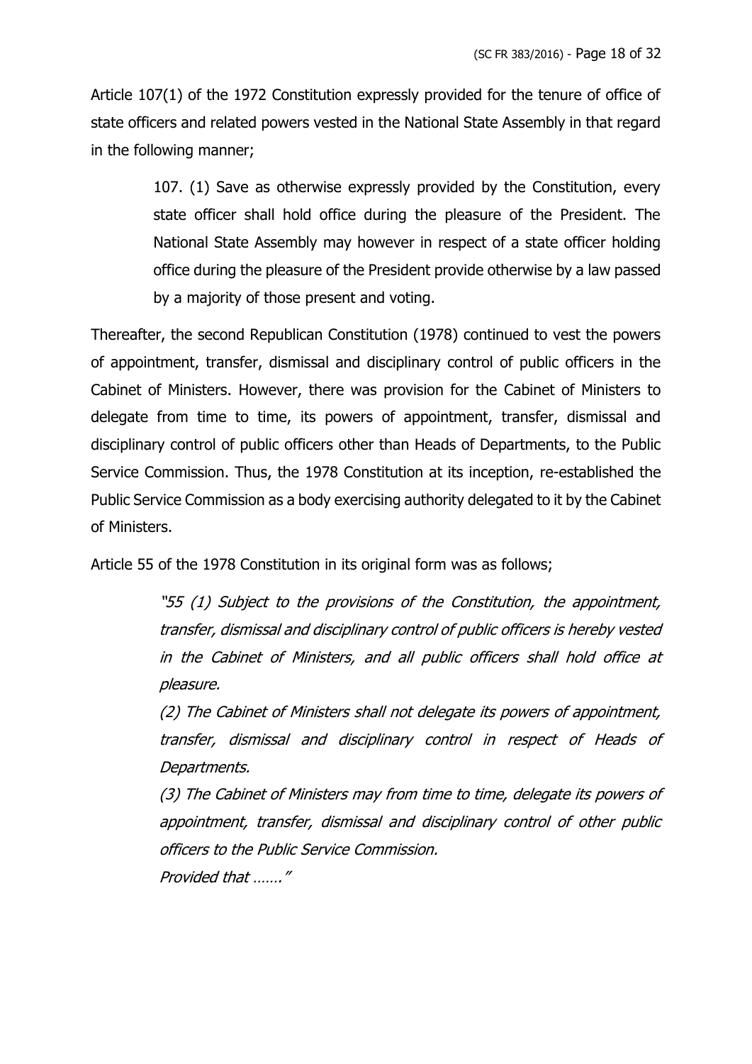Article 107(1) of the 1972 Constitution expressly provided for the tenure of office of state officers and related powers vested in the National State Assembly in that regard in the following manner;

> 107. (1) Save as otherwise expressly provided by the Constitution, every state officer shall hold office during the pleasure of the President. The National State Assembly may however in respect of a state officer holding office during the pleasure of the President provide otherwise by a law passed by a majority of those present and voting.

Thereafter, the second Republican Constitution (1978) continued to vest the powers of appointment, transfer, dismissal and disciplinary control of public officers in the Cabinet of Ministers. However, there was provision for the Cabinet of Ministers to delegate from time to time, its powers of appointment, transfer, dismissal and disciplinary control of public officers other than Heads of Departments, to the Public Service Commission. Thus, the 1978 Constitution at its inception, re-established the Public Service Commission as a body exercising authority delegated to it by the Cabinet of Ministers.

Article 55 of the 1978 Constitution in its original form was as follows;

> *"55 (1) Subject to the provisions of the Constitution, the appointment, transfer, dismissal and disciplinary control of public officers is hereby vested in the Cabinet of Ministers, and all public officers shall hold office at pleasure.*
>
> *(2) The Cabinet of Ministers shall not delegate its powers of appointment, transfer, dismissal and disciplinary control in respect of Heads of Departments.*
>
> *(3) The Cabinet of Ministers may from time to time, delegate its powers of appointment, transfer, dismissal and disciplinary control of other public officers to the Public Service Commission.*
>
> *Provided that ……."*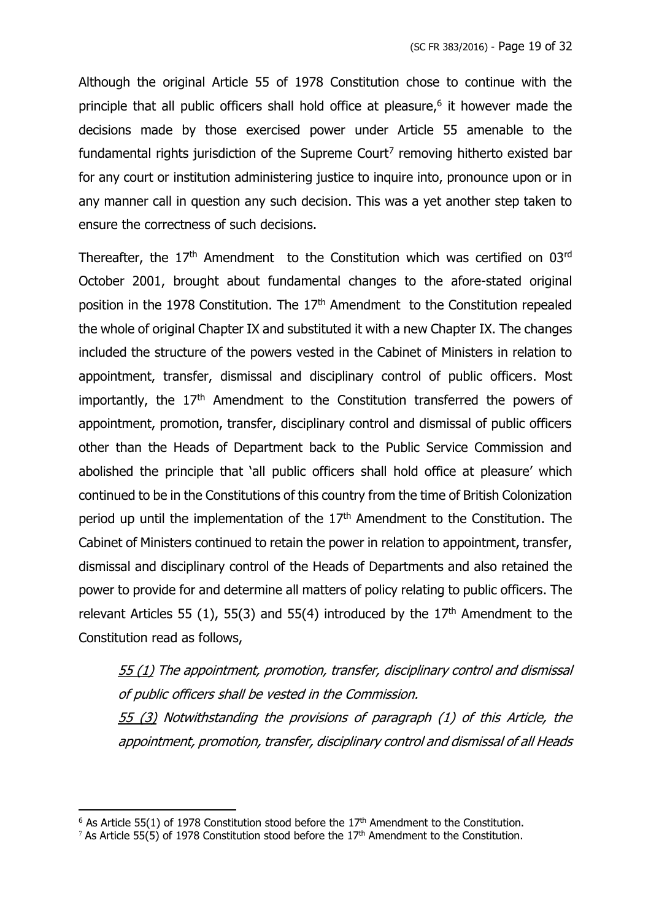Although the original Article 55 of 1978 Constitution chose to continue with the principle that all public officers shall hold office at pleasure,[6] it however made the decisions made by those exercised power under Article 55 amenable to the fundamental rights jurisdiction of the Supreme Court[7] removing hitherto existed bar for any court or institution administering justice to inquire into, pronounce upon or in any manner call in question any such decision. This was a yet another step taken to ensure the correctness of such decisions.

Thereafter, the 17th Amendment to the Constitution which was certified on 03rd October 2001, brought about fundamental changes to the afore-stated original position in the 1978 Constitution. The 17th Amendment to the Constitution repealed the whole of original Chapter IX and substituted it with a new Chapter IX. The changes included the structure of the powers vested in the Cabinet of Ministers in relation to appointment, transfer, dismissal and disciplinary control of public officers. Most importantly, the 17th Amendment to the Constitution transferred the powers of appointment, promotion, transfer, disciplinary control and dismissal of public officers other than the Heads of Department back to the Public Service Commission and abolished the principle that 'all public officers shall hold office at pleasure' which continued to be in the Constitutions of this country from the time of British Colonization period up until the implementation of the 17th Amendment to the Constitution. The Cabinet of Ministers continued to retain the power in relation to appointment, transfer, dismissal and disciplinary control of the Heads of Departments and also retained the power to provide for and determine all matters of policy relating to public officers. The relevant Articles 55 (1), 55(3) and 55(4) introduced by the 17th Amendment to the Constitution read as follows,

> <u>55 (1)</u> *The appointment, promotion, transfer, disciplinary control and dismissal of public officers shall be vested in the Commission.*
>
> <u>55 (3)</u> *Notwithstanding the provisions of paragraph (1) of this Article, the appointment, promotion, transfer, disciplinary control and dismissal of all Heads*

---

[6] As Article 55(1) of 1978 Constitution stood before the 17th Amendment to the Constitution.

[7] As Article 55(5) of 1978 Constitution stood before the 17th Amendment to the Constitution.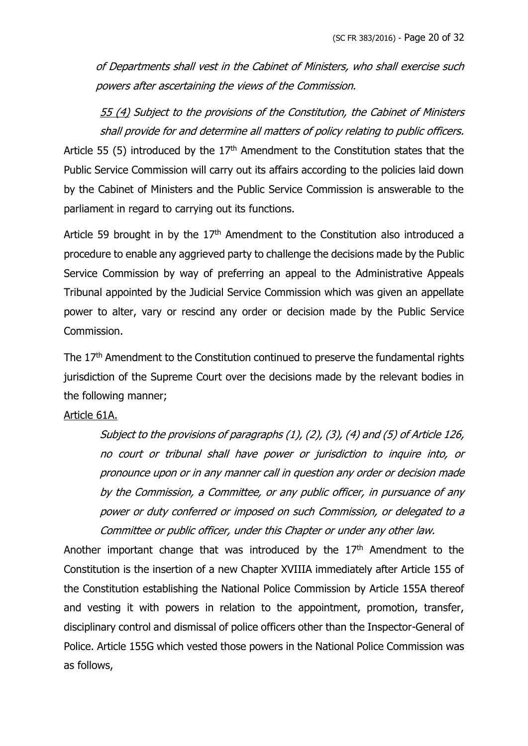*of Departments shall vest in the Cabinet of Ministers, who shall exercise such powers after ascertaining the views of the Commission.*

*55 (4) Subject to the provisions of the Constitution, the Cabinet of Ministers shall provide for and determine all matters of policy relating to public officers.*

Article 55 (5) introduced by the 17th Amendment to the Constitution states that the Public Service Commission will carry out its affairs according to the policies laid down by the Cabinet of Ministers and the Public Service Commission is answerable to the parliament in regard to carrying out its functions.

Article 59 brought in by the 17th Amendment to the Constitution also introduced a procedure to enable any aggrieved party to challenge the decisions made by the Public Service Commission by way of preferring an appeal to the Administrative Appeals Tribunal appointed by the Judicial Service Commission which was given an appellate power to alter, vary or rescind any order or decision made by the Public Service Commission.

The 17th Amendment to the Constitution continued to preserve the fundamental rights jurisdiction of the Supreme Court over the decisions made by the relevant bodies in the following manner;

Article 61A.

*Subject to the provisions of paragraphs (1), (2), (3), (4) and (5) of Article 126, no court or tribunal shall have power or jurisdiction to inquire into, or pronounce upon or in any manner call in question any order or decision made by the Commission, a Committee, or any public officer, in pursuance of any power or duty conferred or imposed on such Commission, or delegated to a Committee or public officer, under this Chapter or under any other law.*

Another important change that was introduced by the 17th Amendment to the Constitution is the insertion of a new Chapter XVIIIA immediately after Article 155 of the Constitution establishing the National Police Commission by Article 155A thereof and vesting it with powers in relation to the appointment, promotion, transfer, disciplinary control and dismissal of police officers other than the Inspector-General of Police. Article 155G which vested those powers in the National Police Commission was as follows,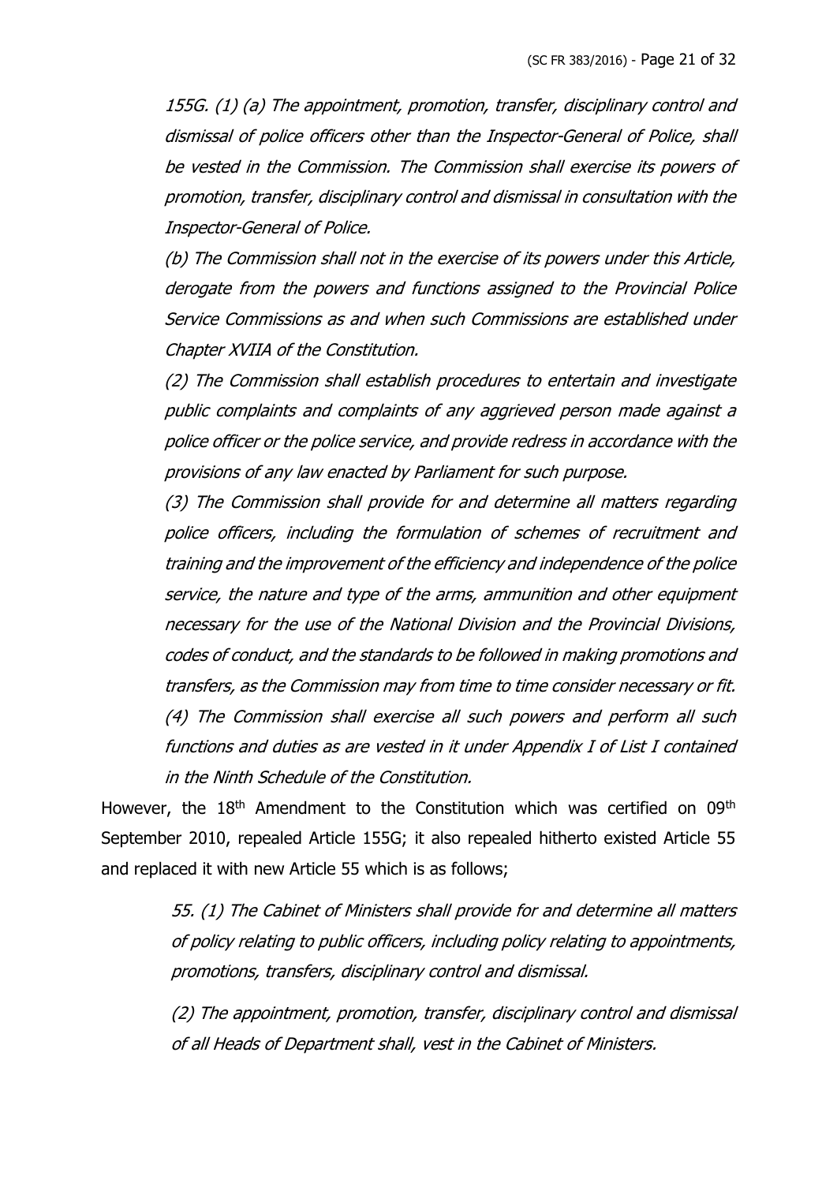*155G. (1) (a) The appointment, promotion, transfer, disciplinary control and dismissal of police officers other than the Inspector-General of Police, shall be vested in the Commission. The Commission shall exercise its powers of promotion, transfer, disciplinary control and dismissal in consultation with the Inspector-General of Police.*

*(b) The Commission shall not in the exercise of its powers under this Article, derogate from the powers and functions assigned to the Provincial Police Service Commissions as and when such Commissions are established under Chapter XVIIA of the Constitution.*

*(2) The Commission shall establish procedures to entertain and investigate public complaints and complaints of any aggrieved person made against a police officer or the police service, and provide redress in accordance with the provisions of any law enacted by Parliament for such purpose.*

*(3) The Commission shall provide for and determine all matters regarding police officers, including the formulation of schemes of recruitment and training and the improvement of the efficiency and independence of the police service, the nature and type of the arms, ammunition and other equipment necessary for the use of the National Division and the Provincial Divisions, codes of conduct, and the standards to be followed in making promotions and transfers, as the Commission may from time to time consider necessary or fit.*

*(4) The Commission shall exercise all such powers and perform all such functions and duties as are vested in it under Appendix I of List I contained in the Ninth Schedule of the Constitution.*

However, the 18th Amendment to the Constitution which was certified on 09th September 2010, repealed Article 155G; it also repealed hitherto existed Article 55 and replaced it with new Article 55 which is as follows;

*55. (1) The Cabinet of Ministers shall provide for and determine all matters of policy relating to public officers, including policy relating to appointments, promotions, transfers, disciplinary control and dismissal.*

*(2) The appointment, promotion, transfer, disciplinary control and dismissal of all Heads of Department shall, vest in the Cabinet of Ministers.*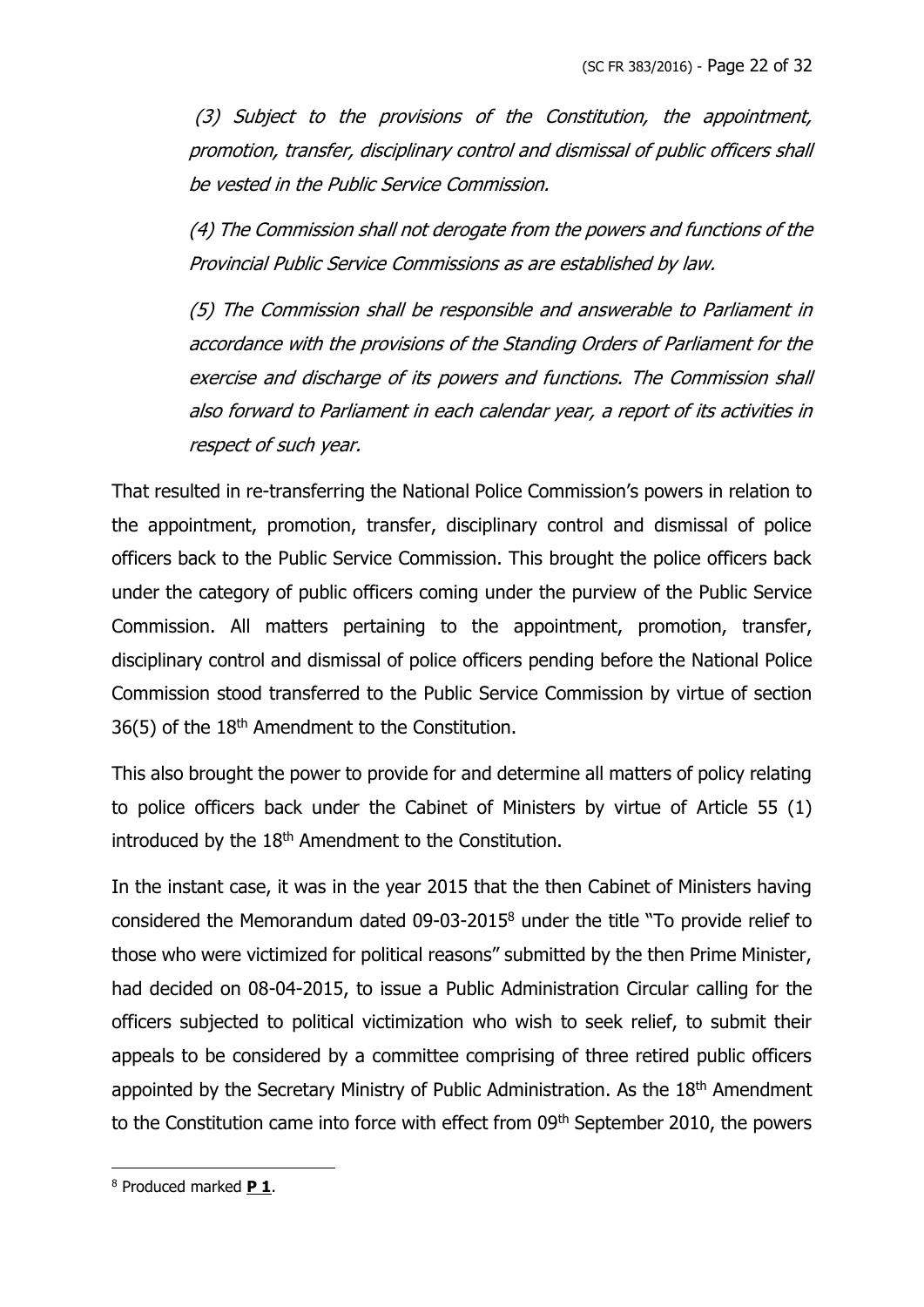*(3) Subject to the provisions of the Constitution, the appointment, promotion, transfer, disciplinary control and dismissal of public officers shall be vested in the Public Service Commission.*

*(4) The Commission shall not derogate from the powers and functions of the Provincial Public Service Commissions as are established by law.*

*(5) The Commission shall be responsible and answerable to Parliament in accordance with the provisions of the Standing Orders of Parliament for the exercise and discharge of its powers and functions. The Commission shall also forward to Parliament in each calendar year, a report of its activities in respect of such year.*

That resulted in re-transferring the National Police Commission's powers in relation to the appointment, promotion, transfer, disciplinary control and dismissal of police officers back to the Public Service Commission. This brought the police officers back under the category of public officers coming under the purview of the Public Service Commission. All matters pertaining to the appointment, promotion, transfer, disciplinary control and dismissal of police officers pending before the National Police Commission stood transferred to the Public Service Commission by virtue of section 36(5) of the 18th Amendment to the Constitution.

This also brought the power to provide for and determine all matters of policy relating to police officers back under the Cabinet of Ministers by virtue of Article 55 (1) introduced by the 18th Amendment to the Constitution.

In the instant case, it was in the year 2015 that the then Cabinet of Ministers having considered the Memorandum dated 09-03-2015[8] under the title "To provide relief to those who were victimized for political reasons" submitted by the then Prime Minister, had decided on 08-04-2015, to issue a Public Administration Circular calling for the officers subjected to political victimization who wish to seek relief, to submit their appeals to be considered by a committee comprising of three retired public officers appointed by the Secretary Ministry of Public Administration. As the 18th Amendment to the Constitution came into force with effect from 09th September 2010, the powers

---

[8] Produced marked **P 1**.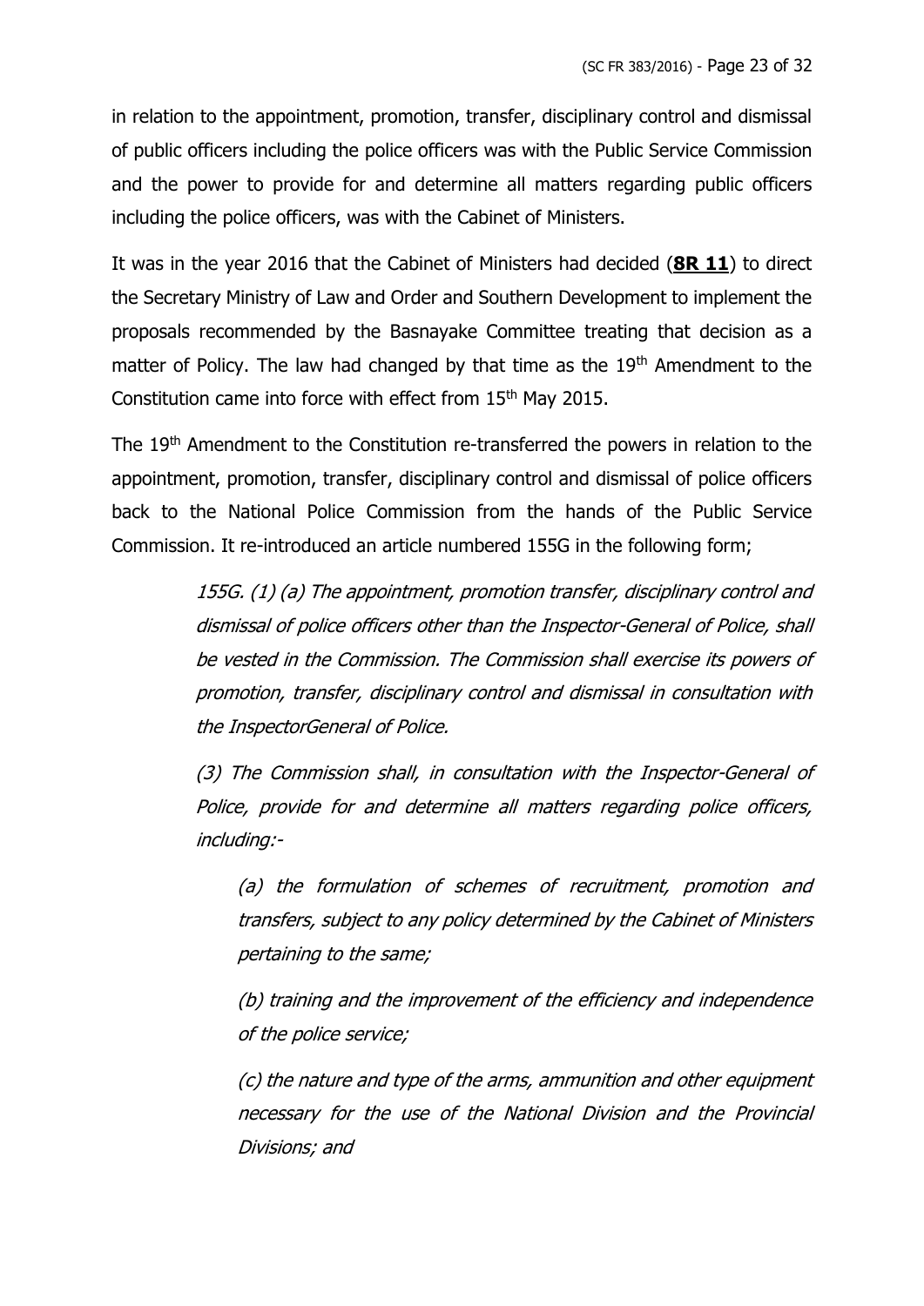in relation to the appointment, promotion, transfer, disciplinary control and dismissal of public officers including the police officers was with the Public Service Commission and the power to provide for and determine all matters regarding public officers including the police officers, was with the Cabinet of Ministers.

It was in the year 2016 that the Cabinet of Ministers had decided (**8R 11**) to direct the Secretary Ministry of Law and Order and Southern Development to implement the proposals recommended by the Basnayake Committee treating that decision as a matter of Policy. The law had changed by that time as the 19th Amendment to the Constitution came into force with effect from 15th May 2015.

The 19th Amendment to the Constitution re-transferred the powers in relation to the appointment, promotion, transfer, disciplinary control and dismissal of police officers back to the National Police Commission from the hands of the Public Service Commission. It re-introduced an article numbered 155G in the following form;

> *155G. (1) (a) The appointment, promotion transfer, disciplinary control and dismissal of police officers other than the Inspector-General of Police, shall be vested in the Commission. The Commission shall exercise its powers of promotion, transfer, disciplinary control and dismissal in consultation with the InspectorGeneral of Police.*
>
> *(3) The Commission shall, in consultation with the Inspector-General of Police, provide for and determine all matters regarding police officers, including:-*
>
> > *(a) the formulation of schemes of recruitment, promotion and transfers, subject to any policy determined by the Cabinet of Ministers pertaining to the same;*
> >
> > *(b) training and the improvement of the efficiency and independence of the police service;*
> >
> > *(c) the nature and type of the arms, ammunition and other equipment necessary for the use of the National Division and the Provincial Divisions; and*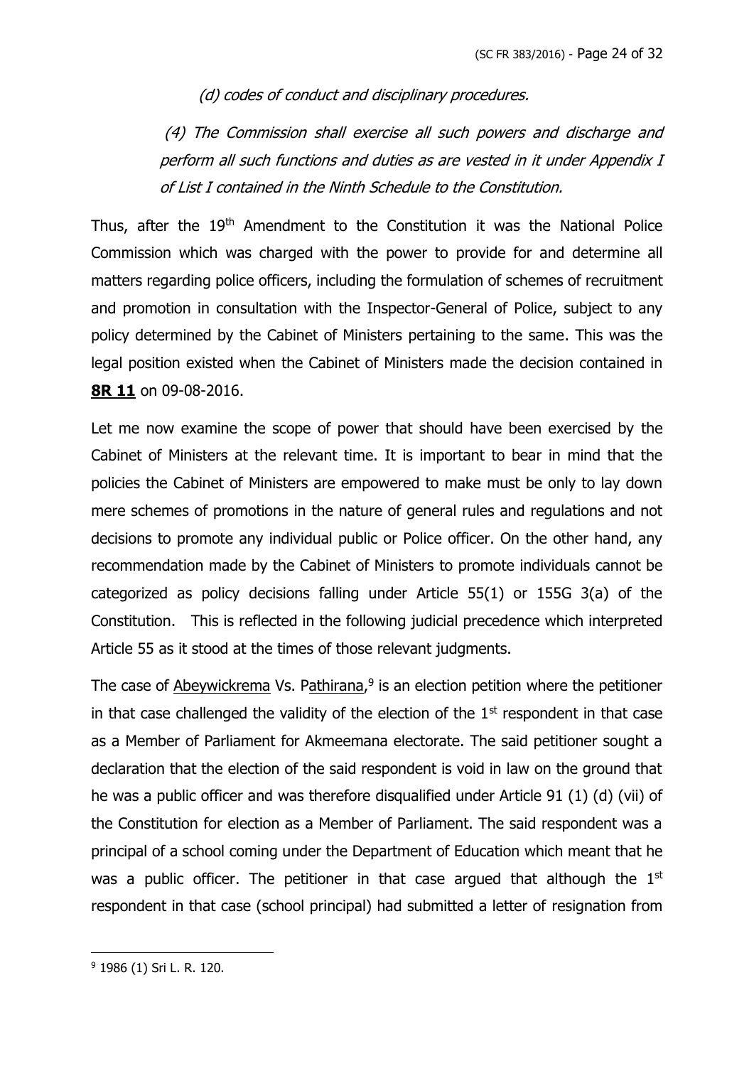*(d) codes of conduct and disciplinary procedures.*

*(4) The Commission shall exercise all such powers and discharge and perform all such functions and duties as are vested in it under Appendix I of List I contained in the Ninth Schedule to the Constitution.*

Thus, after the 19th Amendment to the Constitution it was the National Police Commission which was charged with the power to provide for and determine all matters regarding police officers, including the formulation of schemes of recruitment and promotion in consultation with the Inspector-General of Police, subject to any policy determined by the Cabinet of Ministers pertaining to the same. This was the legal position existed when the Cabinet of Ministers made the decision contained in **8R 11** on 09-08-2016.

Let me now examine the scope of power that should have been exercised by the Cabinet of Ministers at the relevant time. It is important to bear in mind that the policies the Cabinet of Ministers are empowered to make must be only to lay down mere schemes of promotions in the nature of general rules and regulations and not decisions to promote any individual public or Police officer. On the other hand, any recommendation made by the Cabinet of Ministers to promote individuals cannot be categorized as policy decisions falling under Article 55(1) or 155G 3(a) of the Constitution. This is reflected in the following judicial precedence which interpreted Article 55 as it stood at the times of those relevant judgments.

The case of Abeywickrema Vs. Pathirana,[9] is an election petition where the petitioner in that case challenged the validity of the election of the 1st respondent in that case as a Member of Parliament for Akmeemana electorate. The said petitioner sought a declaration that the election of the said respondent is void in law on the ground that he was a public officer and was therefore disqualified under Article 91 (1) (d) (vii) of the Constitution for election as a Member of Parliament. The said respondent was a principal of a school coming under the Department of Education which meant that he was a public officer. The petitioner in that case argued that although the 1st respondent in that case (school principal) had submitted a letter of resignation from

[9] 1986 (1) Sri L. R. 120.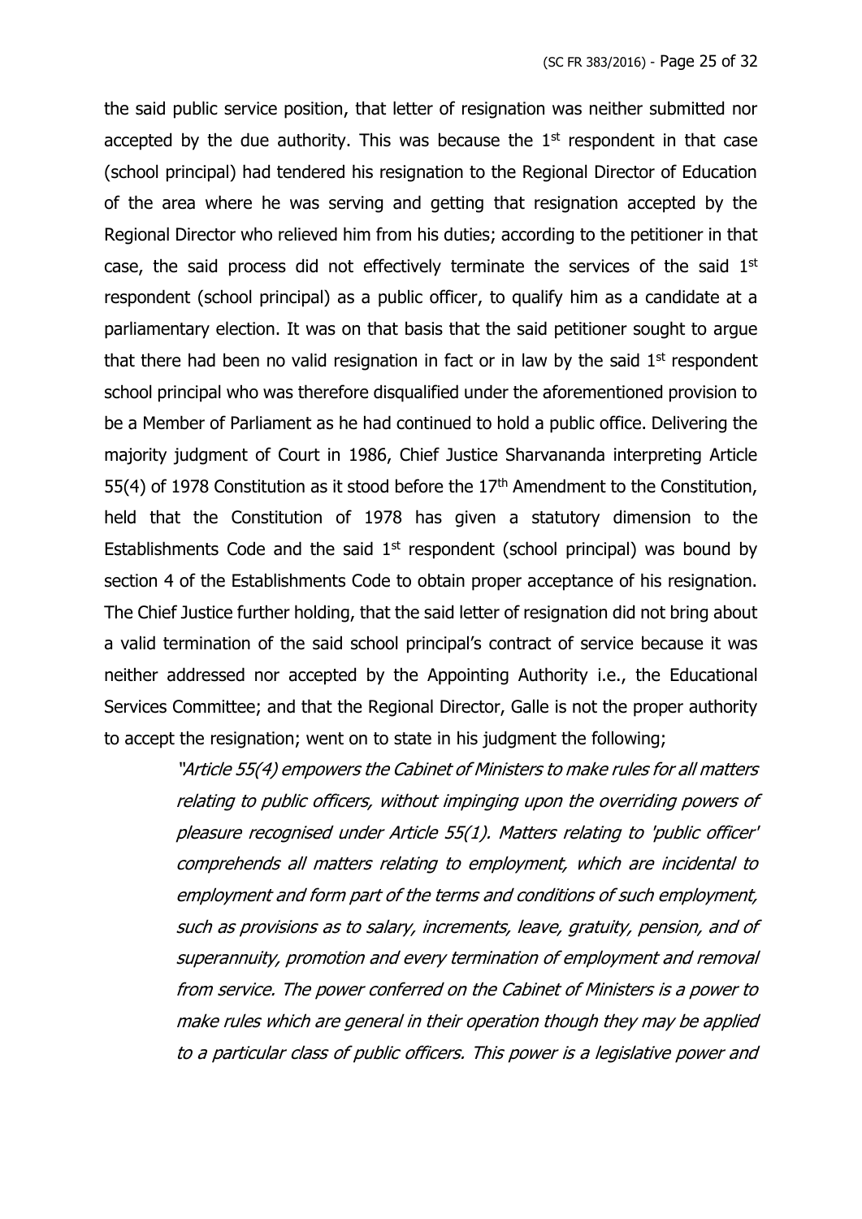the said public service position, that letter of resignation was neither submitted nor accepted by the due authority. This was because the 1st respondent in that case (school principal) had tendered his resignation to the Regional Director of Education of the area where he was serving and getting that resignation accepted by the Regional Director who relieved him from his duties; according to the petitioner in that case, the said process did not effectively terminate the services of the said 1st respondent (school principal) as a public officer, to qualify him as a candidate at a parliamentary election. It was on that basis that the said petitioner sought to argue that there had been no valid resignation in fact or in law by the said 1st respondent school principal who was therefore disqualified under the aforementioned provision to be a Member of Parliament as he had continued to hold a public office. Delivering the majority judgment of Court in 1986, Chief Justice Sharvananda interpreting Article 55(4) of 1978 Constitution as it stood before the 17th Amendment to the Constitution, held that the Constitution of 1978 has given a statutory dimension to the Establishments Code and the said 1st respondent (school principal) was bound by section 4 of the Establishments Code to obtain proper acceptance of his resignation. The Chief Justice further holding, that the said letter of resignation did not bring about a valid termination of the said school principal's contract of service because it was neither addressed nor accepted by the Appointing Authority i.e., the Educational Services Committee; and that the Regional Director, Galle is not the proper authority to accept the resignation; went on to state in his judgment the following;

> *"Article 55(4) empowers the Cabinet of Ministers to make rules for all matters relating to public officers, without impinging upon the overriding powers of pleasure recognised under Article 55(1). Matters relating to 'public officer' comprehends all matters relating to employment, which are incidental to employment and form part of the terms and conditions of such employment, such as provisions as to salary, increments, leave, gratuity, pension, and of superannuity, promotion and every termination of employment and removal from service. The power conferred on the Cabinet of Ministers is a power to make rules which are general in their operation though they may be applied to a particular class of public officers. This power is a legislative power and*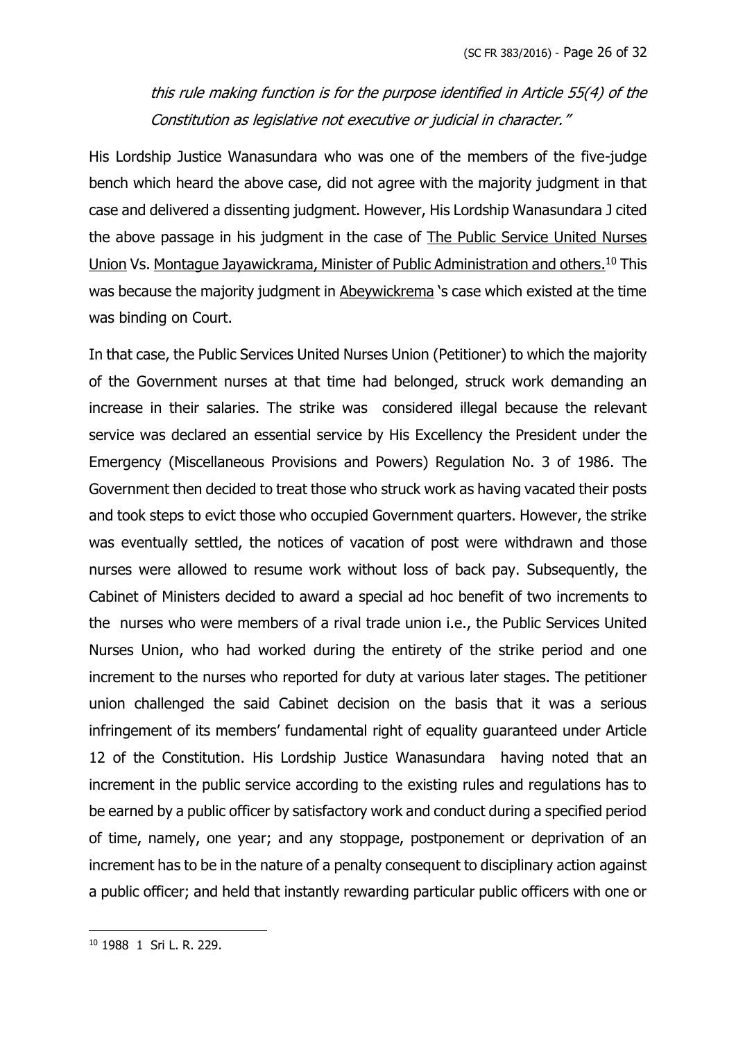*this rule making function is for the purpose identified in Article 55(4) of the Constitution as legislative not executive or judicial in character."*

His Lordship Justice Wanasundara who was one of the members of the five-judge bench which heard the above case, did not agree with the majority judgment in that case and delivered a dissenting judgment. However, His Lordship Wanasundara J cited the above passage in his judgment in the case of The Public Service United Nurses Union Vs. Montague Jayawickrama, Minister of Public Administration and others.[10] This was because the majority judgment in Abeywickrema 's case which existed at the time was binding on Court.

In that case, the Public Services United Nurses Union (Petitioner) to which the majority of the Government nurses at that time had belonged, struck work demanding an increase in their salaries. The strike was considered illegal because the relevant service was declared an essential service by His Excellency the President under the Emergency (Miscellaneous Provisions and Powers) Regulation No. 3 of 1986. The Government then decided to treat those who struck work as having vacated their posts and took steps to evict those who occupied Government quarters. However, the strike was eventually settled, the notices of vacation of post were withdrawn and those nurses were allowed to resume work without loss of back pay. Subsequently, the Cabinet of Ministers decided to award a special ad hoc benefit of two increments to the nurses who were members of a rival trade union i.e., the Public Services United Nurses Union, who had worked during the entirety of the strike period and one increment to the nurses who reported for duty at various later stages. The petitioner union challenged the said Cabinet decision on the basis that it was a serious infringement of its members' fundamental right of equality guaranteed under Article 12 of the Constitution. His Lordship Justice Wanasundara having noted that an increment in the public service according to the existing rules and regulations has to be earned by a public officer by satisfactory work and conduct during a specified period of time, namely, one year; and any stoppage, postponement or deprivation of an increment has to be in the nature of a penalty consequent to disciplinary action against a public officer; and held that instantly rewarding particular public officers with one or

[10] 1988 1 Sri L. R. 229.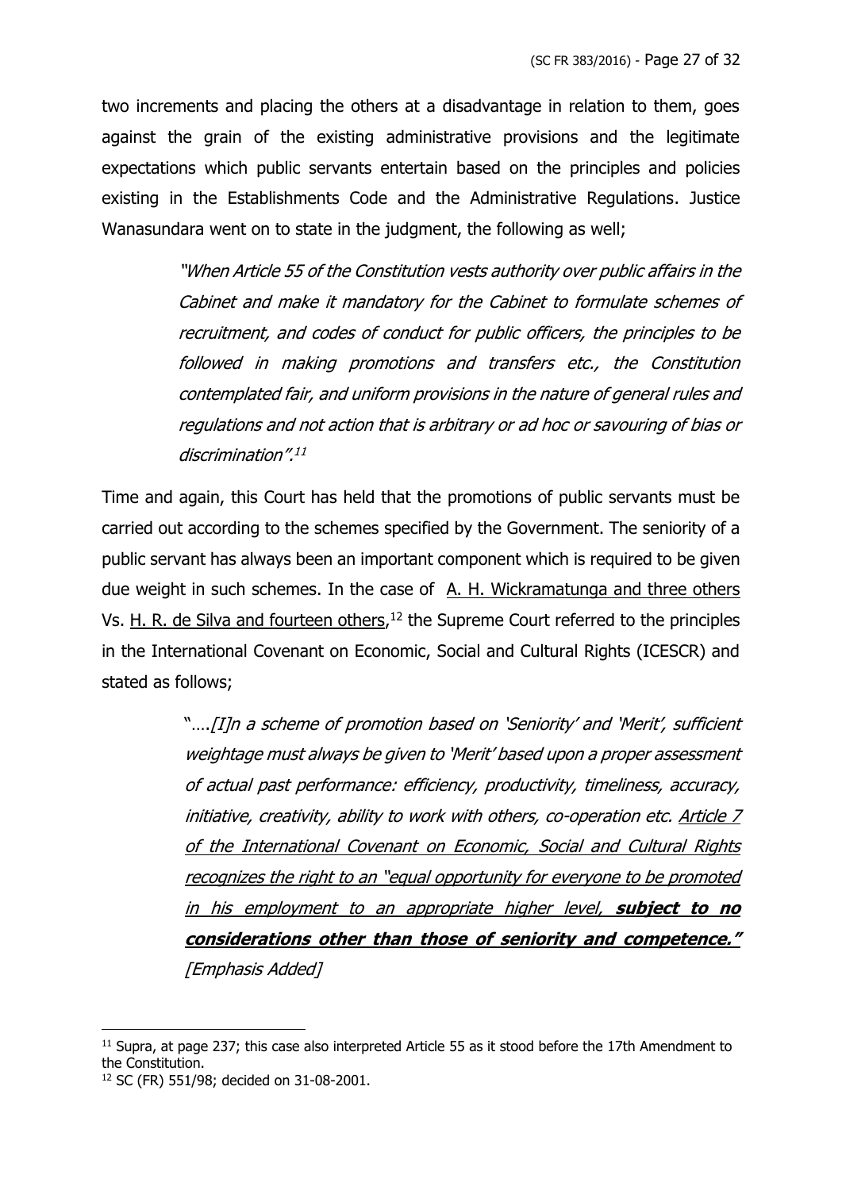two increments and placing the others at a disadvantage in relation to them, goes against the grain of the existing administrative provisions and the legitimate expectations which public servants entertain based on the principles and policies existing in the Establishments Code and the Administrative Regulations. Justice Wanasundara went on to state in the judgment, the following as well;

> *"When Article 55 of the Constitution vests authority over public affairs in the Cabinet and make it mandatory for the Cabinet to formulate schemes of recruitment, and codes of conduct for public officers, the principles to be followed in making promotions and transfers etc., the Constitution contemplated fair, and uniform provisions in the nature of general rules and regulations and not action that is arbitrary or ad hoc or savouring of bias or discrimination".*[11]

Time and again, this Court has held that the promotions of public servants must be carried out according to the schemes specified by the Government. The seniority of a public servant has always been an important component which is required to be given due weight in such schemes. In the case of <u>A. H. Wickramatunga and three others</u> Vs. <u>H. R. de Silva and fourteen others</u>,[12] the Supreme Court referred to the principles in the International Covenant on Economic, Social and Cultural Rights (ICESCR) and stated as follows;

> "….*[I]n a scheme of promotion based on 'Seniority' and 'Merit', sufficient weightage must always be given to 'Merit' based upon a proper assessment of actual past performance: efficiency, productivity, timeliness, accuracy, initiative, creativity, ability to work with others, co-operation etc. <u>Article 7 of the International Covenant on Economic, Social and Cultural Rights recognizes the right to an "equal opportunity for everyone to be promoted in his employment to an appropriate higher level, **subject to no considerations other than those of seniority and competence."**</u> [Emphasis Added]*

---

[11] Supra, at page 237; this case also interpreted Article 55 as it stood before the 17th Amendment to the Constitution.

[12] SC (FR) 551/98; decided on 31-08-2001.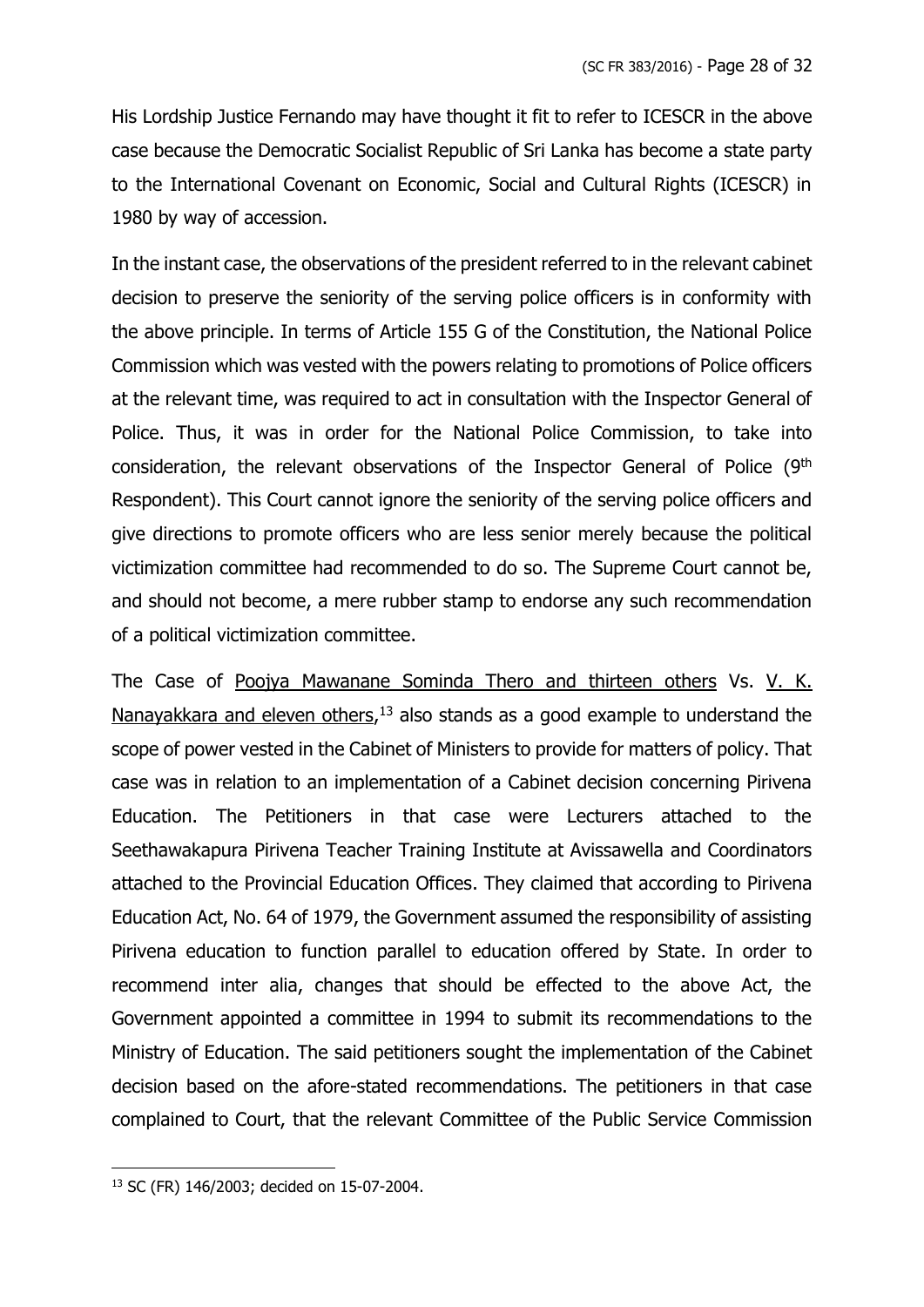His Lordship Justice Fernando may have thought it fit to refer to ICESCR in the above case because the Democratic Socialist Republic of Sri Lanka has become a state party to the International Covenant on Economic, Social and Cultural Rights (ICESCR) in 1980 by way of accession.

In the instant case, the observations of the president referred to in the relevant cabinet decision to preserve the seniority of the serving police officers is in conformity with the above principle. In terms of Article 155 G of the Constitution, the National Police Commission which was vested with the powers relating to promotions of Police officers at the relevant time, was required to act in consultation with the Inspector General of Police. Thus, it was in order for the National Police Commission, to take into consideration, the relevant observations of the Inspector General of Police (9th Respondent). This Court cannot ignore the seniority of the serving police officers and give directions to promote officers who are less senior merely because the political victimization committee had recommended to do so. The Supreme Court cannot be, and should not become, a mere rubber stamp to endorse any such recommendation of a political victimization committee.

The Case of Poojya Mawanane Sominda Thero and thirteen others Vs. V. K. Nanayakkara and eleven others,[13] also stands as a good example to understand the scope of power vested in the Cabinet of Ministers to provide for matters of policy. That case was in relation to an implementation of a Cabinet decision concerning Pirivena Education. The Petitioners in that case were Lecturers attached to the Seethawakapura Pirivena Teacher Training Institute at Avissawella and Coordinators attached to the Provincial Education Offices. They claimed that according to Pirivena Education Act, No. 64 of 1979, the Government assumed the responsibility of assisting Pirivena education to function parallel to education offered by State. In order to recommend inter alia, changes that should be effected to the above Act, the Government appointed a committee in 1994 to submit its recommendations to the Ministry of Education. The said petitioners sought the implementation of the Cabinet decision based on the afore-stated recommendations. The petitioners in that case complained to Court, that the relevant Committee of the Public Service Commission

---

[13] SC (FR) 146/2003; decided on 15-07-2004.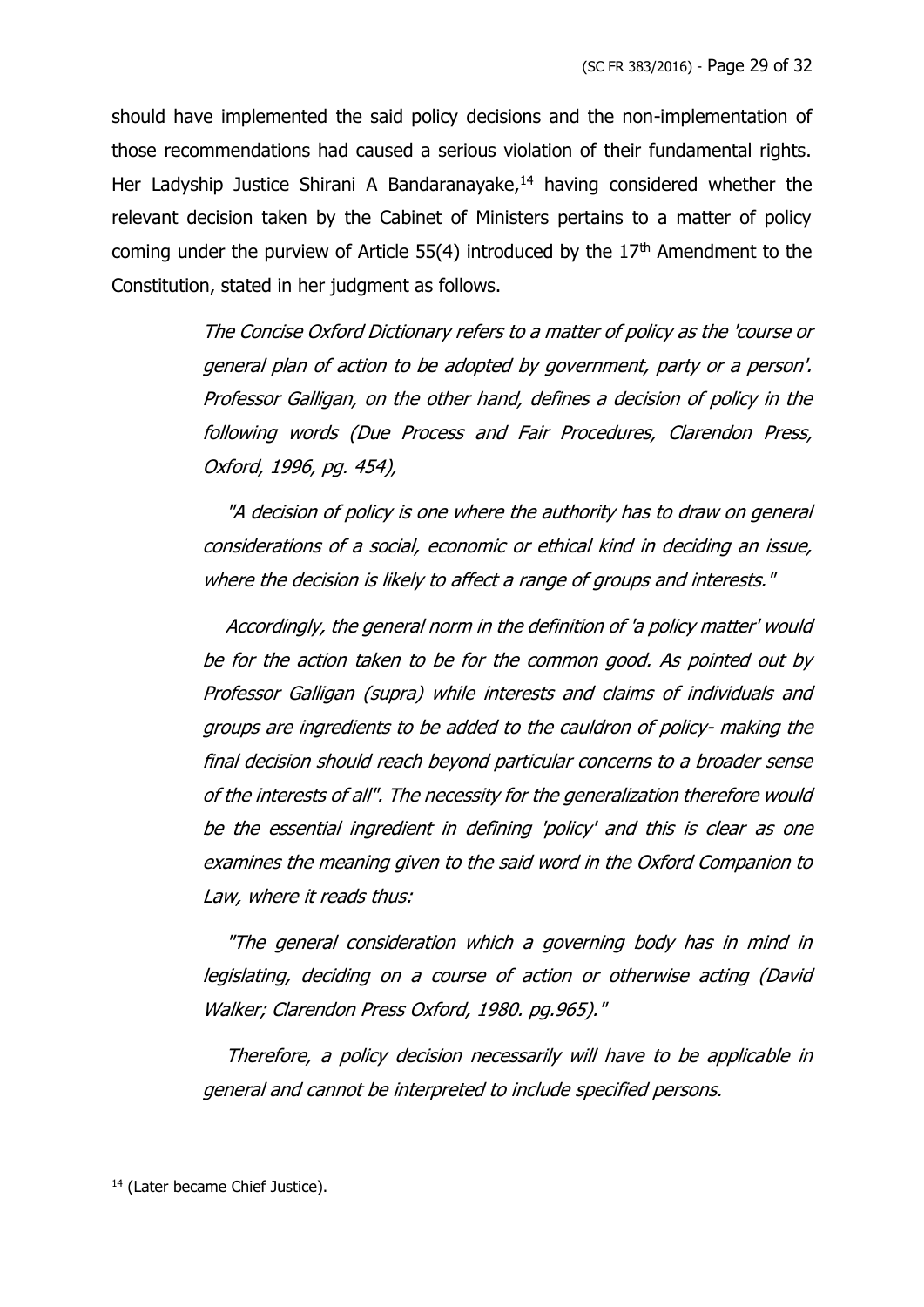should have implemented the said policy decisions and the non-implementation of those recommendations had caused a serious violation of their fundamental rights. Her Ladyship Justice Shirani A Bandaranayake,[14] having considered whether the relevant decision taken by the Cabinet of Ministers pertains to a matter of policy coming under the purview of Article 55(4) introduced by the 17th Amendment to the Constitution, stated in her judgment as follows.

> *The Concise Oxford Dictionary refers to a matter of policy as the 'course or general plan of action to be adopted by government, party or a person'. Professor Galligan, on the other hand, defines a decision of policy in the following words (Due Process and Fair Procedures, Clarendon Press, Oxford, 1996, pg. 454),*
>
> *"A decision of policy is one where the authority has to draw on general considerations of a social, economic or ethical kind in deciding an issue, where the decision is likely to affect a range of groups and interests."*
>
> *Accordingly, the general norm in the definition of 'a policy matter' would be for the action taken to be for the common good. As pointed out by Professor Galligan (supra) while interests and claims of individuals and groups are ingredients to be added to the cauldron of policy- making the final decision should reach beyond particular concerns to a broader sense of the interests of all". The necessity for the generalization therefore would be the essential ingredient in defining 'policy' and this is clear as one examines the meaning given to the said word in the Oxford Companion to Law, where it reads thus:*
>
> *"The general consideration which a governing body has in mind in legislating, deciding on a course of action or otherwise acting (David Walker; Clarendon Press Oxford, 1980. pg.965)."*
>
> *Therefore, a policy decision necessarily will have to be applicable in general and cannot be interpreted to include specified persons.*

---

[14] (Later became Chief Justice).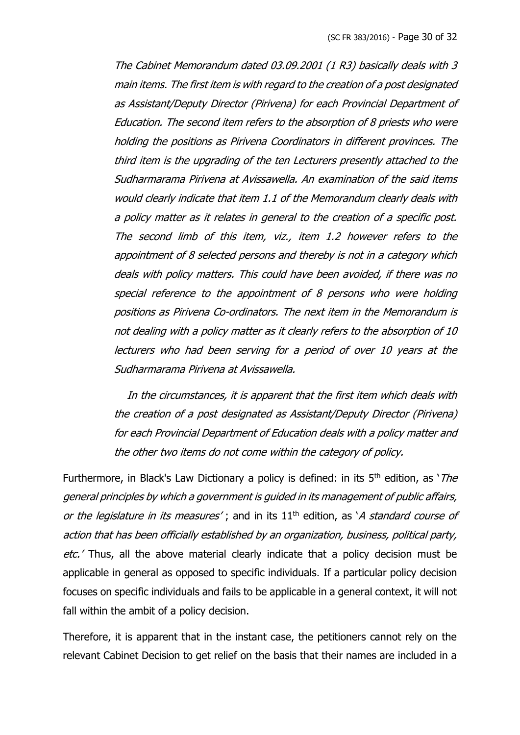*The Cabinet Memorandum dated 03.09.2001 (1 R3) basically deals with 3 main items. The first item is with regard to the creation of a post designated as Assistant/Deputy Director (Pirivena) for each Provincial Department of Education. The second item refers to the absorption of 8 priests who were holding the positions as Pirivena Coordinators in different provinces. The third item is the upgrading of the ten Lecturers presently attached to the Sudharmarama Pirivena at Avissawella. An examination of the said items would clearly indicate that item 1.1 of the Memorandum clearly deals with a policy matter as it relates in general to the creation of a specific post. The second limb of this item, viz., item 1.2 however refers to the appointment of 8 selected persons and thereby is not in a category which deals with policy matters. This could have been avoided, if there was no special reference to the appointment of 8 persons who were holding positions as Pirivena Co-ordinators. The next item in the Memorandum is not dealing with a policy matter as it clearly refers to the absorption of 10 lecturers who had been serving for a period of over 10 years at the Sudharmarama Pirivena at Avissawella.*

*In the circumstances, it is apparent that the first item which deals with the creation of a post designated as Assistant/Deputy Director (Pirivena) for each Provincial Department of Education deals with a policy matter and the other two items do not come within the category of policy.*

Furthermore, in Black's Law Dictionary a policy is defined: in its 5th edition, as '*The general principles by which a government is guided in its management of public affairs, or the legislature in its measures*' ; and in its 11th edition, as '*A standard course of action that has been officially established by an organization, business, political party, etc.*' Thus, all the above material clearly indicate that a policy decision must be applicable in general as opposed to specific individuals. If a particular policy decision focuses on specific individuals and fails to be applicable in a general context, it will not fall within the ambit of a policy decision.

Therefore, it is apparent that in the instant case, the petitioners cannot rely on the relevant Cabinet Decision to get relief on the basis that their names are included in a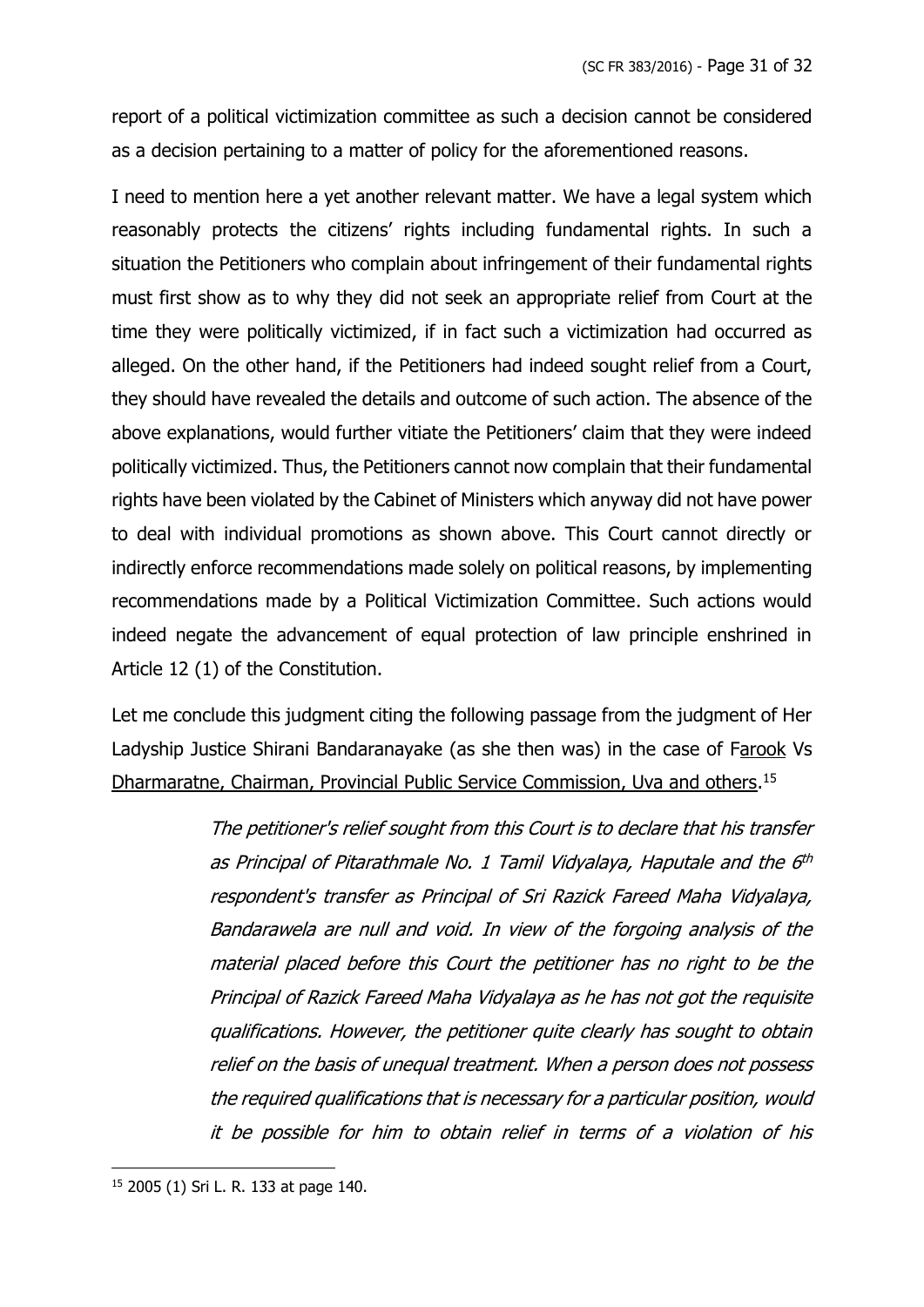report of a political victimization committee as such a decision cannot be considered as a decision pertaining to a matter of policy for the aforementioned reasons.

I need to mention here a yet another relevant matter. We have a legal system which reasonably protects the citizens' rights including fundamental rights. In such a situation the Petitioners who complain about infringement of their fundamental rights must first show as to why they did not seek an appropriate relief from Court at the time they were politically victimized, if in fact such a victimization had occurred as alleged. On the other hand, if the Petitioners had indeed sought relief from a Court, they should have revealed the details and outcome of such action. The absence of the above explanations, would further vitiate the Petitioners' claim that they were indeed politically victimized. Thus, the Petitioners cannot now complain that their fundamental rights have been violated by the Cabinet of Ministers which anyway did not have power to deal with individual promotions as shown above. This Court cannot directly or indirectly enforce recommendations made solely on political reasons, by implementing recommendations made by a Political Victimization Committee. Such actions would indeed negate the advancement of equal protection of law principle enshrined in Article 12 (1) of the Constitution.

Let me conclude this judgment citing the following passage from the judgment of Her Ladyship Justice Shirani Bandaranayake (as she then was) in the case of Farook Vs Dharmaratne, Chairman, Provincial Public Service Commission, Uva and others.[15]

> *The petitioner's relief sought from this Court is to declare that his transfer as Principal of Pitarathmale No. 1 Tamil Vidyalaya, Haputale and the 6th respondent's transfer as Principal of Sri Razick Fareed Maha Vidyalaya, Bandarawela are null and void. In view of the forgoing analysis of the material placed before this Court the petitioner has no right to be the Principal of Razick Fareed Maha Vidyalaya as he has not got the requisite qualifications. However, the petitioner quite clearly has sought to obtain relief on the basis of unequal treatment. When a person does not possess the required qualifications that is necessary for a particular position, would it be possible for him to obtain relief in terms of a violation of his*

---

[15] 2005 (1) Sri L. R. 133 at page 140.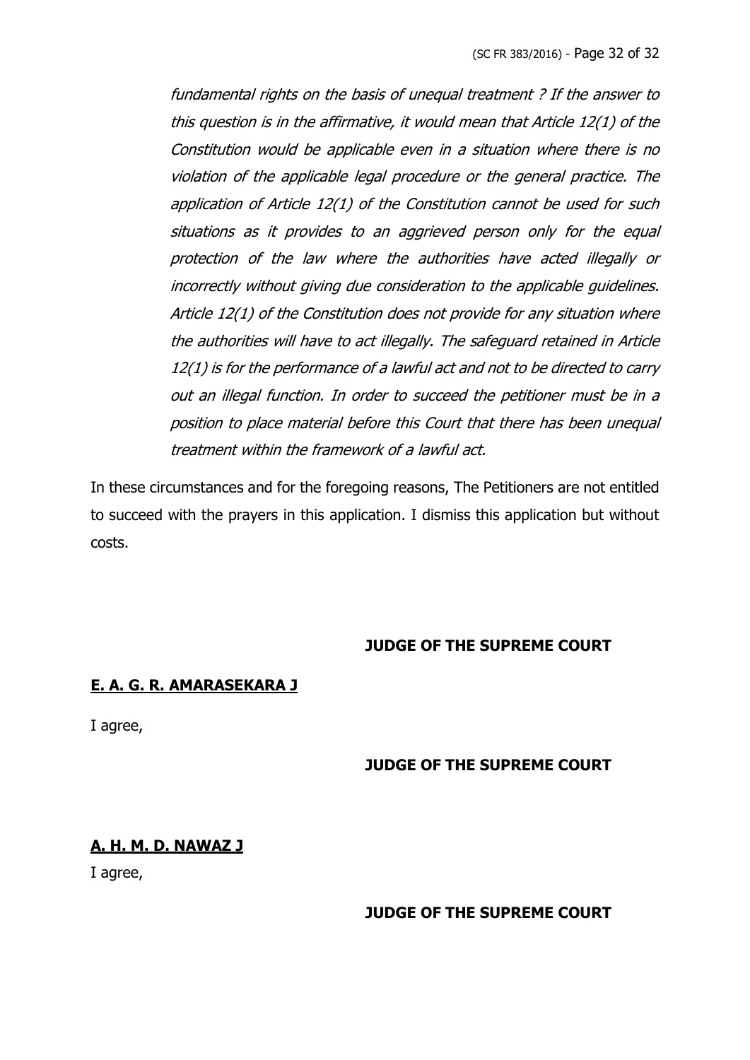*fundamental rights on the basis of unequal treatment ? If the answer to this question is in the affirmative, it would mean that Article 12(1) of the Constitution would be applicable even in a situation where there is no violation of the applicable legal procedure or the general practice. The application of Article 12(1) of the Constitution cannot be used for such situations as it provides to an aggrieved person only for the equal protection of the law where the authorities have acted illegally or incorrectly without giving due consideration to the applicable guidelines. Article 12(1) of the Constitution does not provide for any situation where the authorities will have to act illegally. The safeguard retained in Article 12(1) is for the performance of a lawful act and not to be directed to carry out an illegal function. In order to succeed the petitioner must be in a position to place material before this Court that there has been unequal treatment within the framework of a lawful act.*

In these circumstances and for the foregoing reasons, The Petitioners are not entitled to succeed with the prayers in this application. I dismiss this application but without costs.

**JUDGE OF THE SUPREME COURT**

**E. A. G. R. AMARASEKARA J**

I agree,

**JUDGE OF THE SUPREME COURT**

**A. H. M. D. NAWAZ J**

I agree,

**JUDGE OF THE SUPREME COURT**